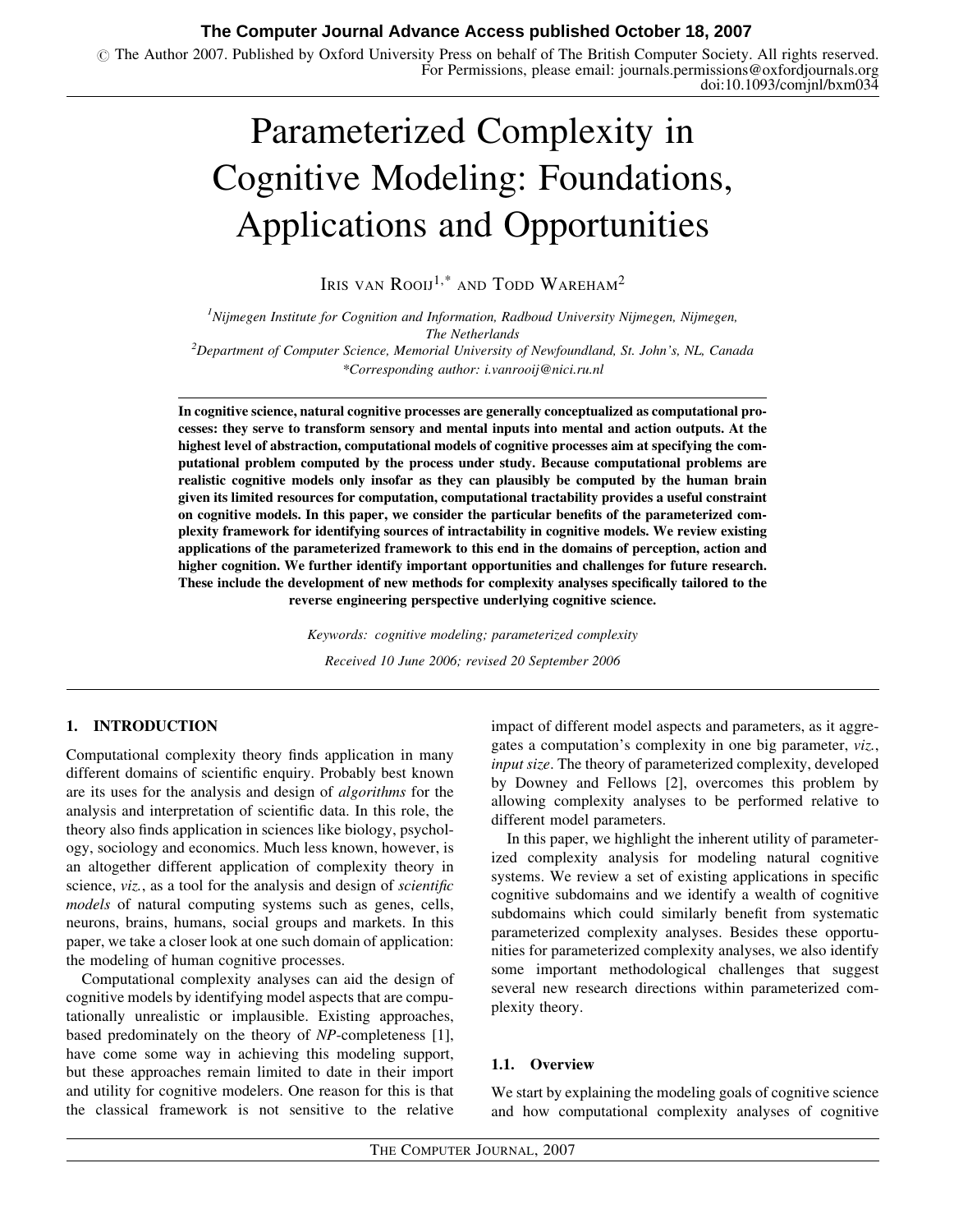# Parameterized Complexity in Cognitive Modeling: Foundations, Applications and Opportunities

Iris van Rooij[1,*] and Todd Wareham[2]

[1]Nijmegen Institute for Cognition and Information, Radboud University Nijmegen, Nijmegen, The Netherlands
[2]Department of Computer Science, Memorial University of Newfoundland, St. John's, NL, Canada
*Corresponding author: i.vanrooij@nici.ru.nl

**In cognitive science, natural cognitive processes are generally conceptualized as computational processes: they serve to transform sensory and mental inputs into mental and action outputs. At the highest level of abstraction, computational models of cognitive processes aim at specifying the computational problem computed by the process under study. Because computational problems are realistic cognitive models only insofar as they can plausibly be computed by the human brain given its limited resources for computation, computational tractability provides a useful constraint on cognitive models. In this paper, we consider the particular benefits of the parameterized complexity framework for identifying sources of intractability in cognitive models. We review existing applications of the parameterized framework to this end in the domains of perception, action and higher cognition. We further identify important opportunities and challenges for future research. These include the development of new methods for complexity analyses specifically tailored to the reverse engineering perspective underlying cognitive science.**

*Keywords: cognitive modeling; parameterized complexity*

*Received 10 June 2006; revised 20 September 2006*

## 1. INTRODUCTION

Computational complexity theory finds application in many different domains of scientific enquiry. Probably best known are its uses for the analysis and design of *algorithms* for the analysis and interpretation of scientific data. In this role, the theory also finds application in sciences like biology, psychology, sociology and economics. Much less known, however, is an altogether different application of complexity theory in science, *viz.*, as a tool for the analysis and design of *scientific models* of natural computing systems such as genes, cells, neurons, brains, humans, social groups and markets. In this paper, we take a closer look at one such domain of application: the modeling of human cognitive processes.

Computational complexity analyses can aid the design of cognitive models by identifying model aspects that are computationally unrealistic or implausible. Existing approaches, based predominately on the theory of *NP*-completeness [1], have come some way in achieving this modeling support, but these approaches remain limited to date in their import and utility for cognitive modelers. One reason for this is that the classical framework is not sensitive to the relative impact of different model aspects and parameters, as it aggregates a computation's complexity in one big parameter, *viz.*, *input size*. The theory of parameterized complexity, developed by Downey and Fellows [2], overcomes this problem by allowing complexity analyses to be performed relative to different model parameters.

In this paper, we highlight the inherent utility of parameterized complexity analysis for modeling natural cognitive systems. We review a set of existing applications in specific cognitive subdomains and we identify a wealth of cognitive subdomains which could similarly benefit from systematic parameterized complexity analyses. Besides these opportunities for parameterized complexity analyses, we also identify some important methodological challenges that suggest several new research directions within parameterized complexity theory.

### 1.1. Overview

We start by explaining the modeling goals of cognitive science and how computational complexity analyses of cognitive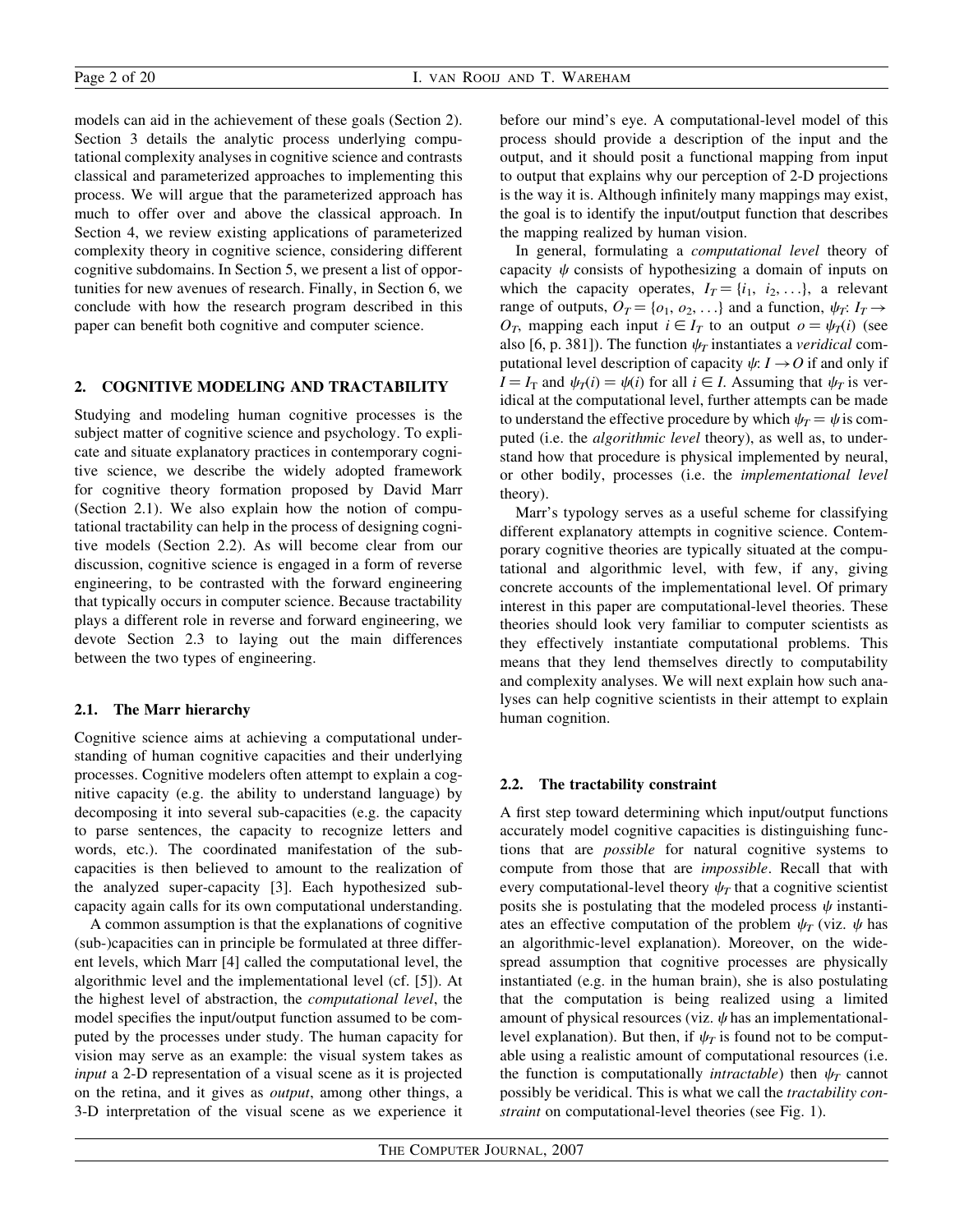models can aid in the achievement of these goals (Section 2). Section 3 details the analytic process underlying computational complexity analyses in cognitive science and contrasts classical and parameterized approaches to implementing this process. We will argue that the parameterized approach has much to offer over and above the classical approach. In Section 4, we review existing applications of parameterized complexity theory in cognitive science, considering different cognitive subdomains. In Section 5, we present a list of opportunities for new avenues of research. Finally, in Section 6, we conclude with how the research program described in this paper can benefit both cognitive and computer science.

## 2. COGNITIVE MODELING AND TRACTABILITY

Studying and modeling human cognitive processes is the subject matter of cognitive science and psychology. To explicate and situate explanatory practices in contemporary cognitive science, we describe the widely adopted framework for cognitive theory formation proposed by David Marr (Section 2.1). We also explain how the notion of computational tractability can help in the process of designing cognitive models (Section 2.2). As will become clear from our discussion, cognitive science is engaged in a form of reverse engineering, to be contrasted with the forward engineering that typically occurs in computer science. Because tractability plays a different role in reverse and forward engineering, we devote Section 2.3 to laying out the main differences between the two types of engineering.

### 2.1. The Marr hierarchy

Cognitive science aims at achieving a computational understanding of human cognitive capacities and their underlying processes. Cognitive modelers often attempt to explain a cognitive capacity (e.g. the ability to understand language) by decomposing it into several sub-capacities (e.g. the capacity to parse sentences, the capacity to recognize letters and words, etc.). The coordinated manifestation of the sub-capacities is then believed to amount to the realization of the analyzed super-capacity [3]. Each hypothesized sub-capacity again calls for its own computational understanding.

A common assumption is that the explanations of cognitive (sub-)capacities can in principle be formulated at three different levels, which Marr [4] called the computational level, the algorithmic level and the implementational level (cf. [5]). At the highest level of abstraction, the *computational level*, the model specifies the input/output function assumed to be computed by the processes under study. The human capacity for vision may serve as an example: the visual system takes as *input* a 2-D representation of a visual scene as it is projected on the retina, and it gives as *output*, among other things, a 3-D interpretation of the visual scene as we experience it before our mind's eye. A computational-level model of this process should provide a description of the input and the output, and it should posit a functional mapping from input to output that explains why our perception of 2-D projections is the way it is. Although infinitely many mappings may exist, the goal is to identify the input/output function that describes the mapping realized by human vision.

In general, formulating a *computational level* theory of capacity $\psi$ consists of hypothesizing a domain of inputs on which the capacity operates, $I_T = \{i_1, i_2, \ldots\}$, a relevant range of outputs, $O_T = \{o_1, o_2, \ldots\}$ and a function, $\psi_T: I_T \rightarrow O_T$, mapping each input $i \in I_T$ to an output $o = \psi_T(i)$ (see also [6, p. 381]). The function $\psi_T$ instantiates a *veridical* computational level description of capacity $\psi: I \rightarrow O$ if and only if $I = I_T$ and $\psi_T(i) = \psi(i)$ for all $i \in I$. Assuming that $\psi_T$ is veridical at the computational level, further attempts can be made to understand the effective procedure by which $\psi_T = \psi$ is computed (i.e. the *algorithmic level* theory), as well as, to understand how that procedure is physical implemented by neural, or other bodily, processes (i.e. the *implementational level* theory).

Marr's typology serves as a useful scheme for classifying different explanatory attempts in cognitive science. Contemporary cognitive theories are typically situated at the computational and algorithmic level, with few, if any, giving concrete accounts of the implementational level. Of primary interest in this paper are computational-level theories. These theories should look very familiar to computer scientists as they effectively instantiate computational problems. This means that they lend themselves directly to computability and complexity analyses. We will next explain how such analyses can help cognitive scientists in their attempt to explain human cognition.

### 2.2. The tractability constraint

A first step toward determining which input/output functions accurately model cognitive capacities is distinguishing functions that are *possible* for natural cognitive systems to compute from those that are *impossible*. Recall that with every computational-level theory $\psi_T$ that a cognitive scientist posits she is postulating that the modeled process $\psi$ instantiates an effective computation of the problem $\psi_T$ (viz. $\psi$ has an algorithmic-level explanation). Moreover, on the widespread assumption that cognitive processes are physically instantiated (e.g. in the human brain), she is also postulating that the computation is being realized using a limited amount of physical resources (viz. $\psi$ has an implementational-level explanation). But then, if $\psi_T$ is found not to be computable using a realistic amount of computational resources (i.e. the function is computationally *intractable*) then $\psi_T$ cannot possibly be veridical. This is what we call the *tractability constraint* on computational-level theories (see Fig. 1).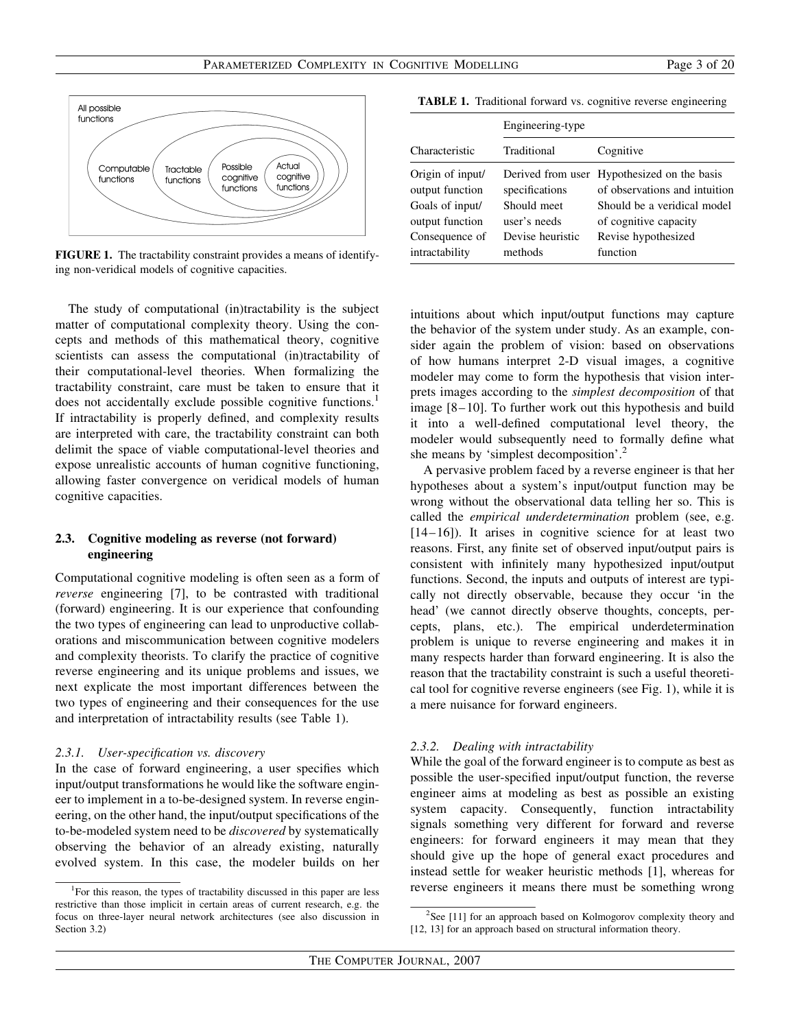All possible functions

Computable functions

Tractable functions

Possible cognitive functions

Actual cognitive functions

**FIGURE 1.** The tractability constraint provides a means of identifying non-veridical models of cognitive capacities.

The study of computational (in)tractability is the subject matter of computational complexity theory. Using the concepts and methods of this mathematical theory, cognitive scientists can assess the computational (in)tractability of their computational-level theories. When formalizing the tractability constraint, care must be taken to ensure that it does not accidentally exclude possible cognitive functions.[1] If intractability is properly defined, and complexity results are interpreted with care, the tractability constraint can both delimit the space of viable computational-level theories and expose unrealistic accounts of human cognitive functioning, allowing faster convergence on veridical models of human cognitive capacities.

### 2.3. Cognitive modeling as reverse (not forward) engineering

Computational cognitive modeling is often seen as a form of *reverse* engineering [7], to be contrasted with traditional (forward) engineering. It is our experience that confounding the two types of engineering can lead to unproductive collaborations and miscommunication between cognitive modelers and complexity theorists. To clarify the practice of cognitive reverse engineering and its unique problems and issues, we next explicate the most important differences between the two types of engineering and their consequences for the use and interpretation of intractability results (see Table 1).

**TABLE 1.** Traditional forward vs. cognitive reverse engineering

| | Engineering-type | |
|---|---|---|
| Characteristic | Traditional | Cognitive |
| Origin of input/output function | Derived from user specifications | Hypothesized on the basis of observations and intuition |
| Goals of input/output function | Should meet user's needs | Should be a veridical model of cognitive capacity |
| Consequence of intractability | Devise heuristic methods | Revise hypothesized function |

#### 2.3.1. User-specification vs. discovery

In the case of forward engineering, a user specifies which input/output transformations he would like the software engineer to implement in a to-be-designed system. In reverse engineering, on the other hand, the input/output specifications of the to-be-modeled system need to be *discovered* by systematically observing the behavior of an already existing, naturally evolved system. In this case, the modeler builds on her intuitions about which input/output functions may capture the behavior of the system under study. As an example, consider again the problem of vision: based on observations of how humans interpret 2-D visual images, a cognitive modeler may come to form the hypothesis that vision interprets images according to the *simplest decomposition* of that image [8–10]. To further work out this hypothesis and build it into a well-defined computational level theory, the modeler would subsequently need to formally define what she means by 'simplest decomposition'.[2]

A pervasive problem faced by a reverse engineer is that her hypotheses about a system's input/output function may be wrong without the observational data telling her so. This is called the *empirical underdetermination* problem (see, e.g. [14–16]). It arises in cognitive science for at least two reasons. First, any finite set of observed input/output pairs is consistent with infinitely many hypothesized input/output functions. Second, the inputs and outputs of interest are typically not directly observable, because they occur 'in the head' (we cannot directly observe thoughts, concepts, percepts, plans, etc.). The empirical underdetermination problem is unique to reverse engineering and makes it in many respects harder than forward engineering. It is also the reason that the tractability constraint is such a useful theoretical tool for cognitive reverse engineers (see Fig. 1), while it is a mere nuisance for forward engineers.

#### 2.3.2. Dealing with intractability

While the goal of the forward engineer is to compute as best as possible the user-specified input/output function, the reverse engineer aims at modeling as best as possible an existing system capacity. Consequently, function intractability signals something very different for forward and reverse engineers: for forward engineers it may mean that they should give up the hope of general exact procedures and instead settle for weaker heuristic methods [1], whereas for reverse engineers it means there must be something wrong

[1] For this reason, the types of tractability discussed in this paper are less restrictive than those implicit in certain areas of current research, e.g. the focus on three-layer neural network architectures (see also discussion in Section 3.2)

[2] See [11] for an approach based on Kolmogorov complexity theory and [12, 13] for an approach based on structural information theory.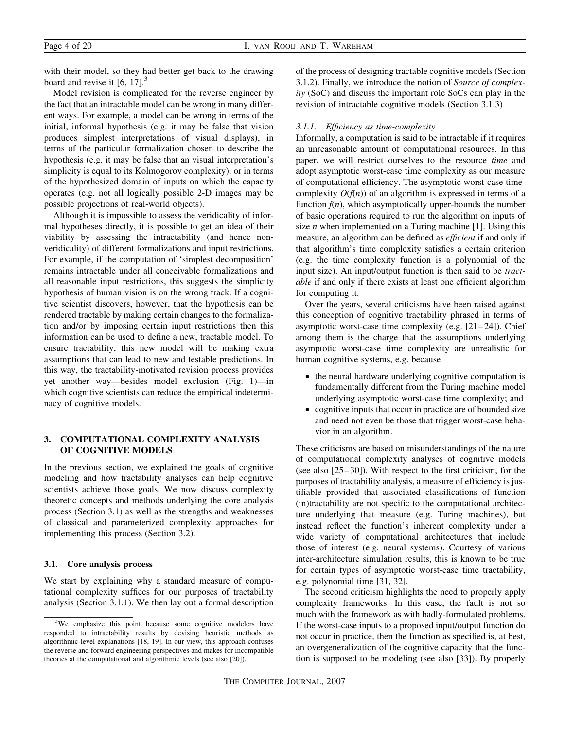with their model, so they had better get back to the drawing board and revise it [6, 17].[3]

Model revision is complicated for the reverse engineer by the fact that an intractable model can be wrong in many different ways. For example, a model can be wrong in terms of the initial, informal hypothesis (e.g. it may be false that vision produces simplest interpretations of visual displays), in terms of the particular formalization chosen to describe the hypothesis (e.g. it may be false that an visual interpretation's simplicity is equal to its Kolmogorov complexity), or in terms of the hypothesized domain of inputs on which the capacity operates (e.g. not all logically possible 2-D images may be possible projections of real-world objects).

Although it is impossible to assess the veridicality of informal hypotheses directly, it is possible to get an idea of their viability by assessing the intractability (and hence non-veridicality) of different formalizations and input restrictions. For example, if the computation of 'simplest decomposition' remains intractable under all conceivable formalizations and all reasonable input restrictions, this suggests the simplicity hypothesis of human vision is on the wrong track. If a cognitive scientist discovers, however, that the hypothesis can be rendered tractable by making certain changes to the formalization and/or by imposing certain input restrictions then this information can be used to define a new, tractable model. To ensure tractability, this new model will be making extra assumptions that can lead to new and testable predictions. In this way, the tractability-motivated revision process provides yet another way—besides model exclusion (Fig. 1)—in which cognitive scientists can reduce the empirical indeterminacy of cognitive models.

## 3. COMPUTATIONAL COMPLEXITY ANALYSIS OF COGNITIVE MODELS

In the previous section, we explained the goals of cognitive modeling and how tractability analyses can help cognitive scientists achieve those goals. We now discuss complexity theoretic concepts and methods underlying the core analysis process (Section 3.1) as well as the strengths and weaknesses of classical and parameterized complexity approaches for implementing this process (Section 3.2).

### 3.1. Core analysis process

We start by explaining why a standard measure of computational complexity suffices for our purposes of tractability analysis (Section 3.1.1). We then lay out a formal description of the process of designing tractable cognitive models (Section 3.1.2). Finally, we introduce the notion of *Source of complexity* (SoC) and discuss the important role SoCs can play in the revision of intractable cognitive models (Section 3.1.3)

#### 3.1.1. *Efficiency as time-complexity*

Informally, a computation is said to be intractable if it requires an unreasonable amount of computational resources. In this paper, we will restrict ourselves to the resource *time* and adopt asymptotic worst-case time complexity as our measure of computational efficiency. The asymptotic worst-case time-complexity $O(f(n))$ of an algorithm is expressed in terms of a function $f(n)$, which asymptotically upper-bounds the number of basic operations required to run the algorithm on inputs of size $n$ when implemented on a Turing machine [1]. Using this measure, an algorithm can be defined as *efficient* if and only if that algorithm's time complexity satisfies a certain criterion (e.g. the time complexity function is a polynomial of the input size). An input/output function is then said to be *tractable* if and only if there exists at least one efficient algorithm for computing it.

Over the years, several criticisms have been raised against this conception of cognitive tractability phrased in terms of asymptotic worst-case time complexity (e.g. [21–24]). Chief among them is the charge that the assumptions underlying asymptotic worst-case time complexity are unrealistic for human cognitive systems, e.g. because

- the neural hardware underlying cognitive computation is fundamentally different from the Turing machine model underlying asymptotic worst-case time complexity; and
- cognitive inputs that occur in practice are of bounded size and need not even be those that trigger worst-case behavior in an algorithm.

These criticisms are based on misunderstandings of the nature of computational complexity analyses of cognitive models (see also [25–30]). With respect to the first criticism, for the purposes of tractability analysis, a measure of efficiency is justifiable provided that associated classifications of function (in)tractability are not specific to the computational architecture underlying that measure (e.g. Turing machines), but instead reflect the function's inherent complexity under a wide variety of computational architectures that include those of interest (e.g. neural systems). Courtesy of various inter-architecture simulation results, this is known to be true for certain types of asymptotic worst-case time tractability, e.g. polynomial time [31, 32].

The second criticism highlights the need to properly apply complexity frameworks. In this case, the fault is not so much with the framework as with badly-formulated problems. If the worst-case inputs to a proposed input/output function do not occur in practice, then the function as specified is, at best, an overgeneralization of the cognitive capacity that the function is supposed to be modeling (see also [33]). By properly

[3] We emphasize this point because some cognitive modelers have responded to intractability results by devising heuristic methods as algorithmic-level explanations [18, 19]. In our view, this approach confuses the reverse and forward engineering perspectives and makes for incompatible theories at the computational and algorithmic levels (see also [20]).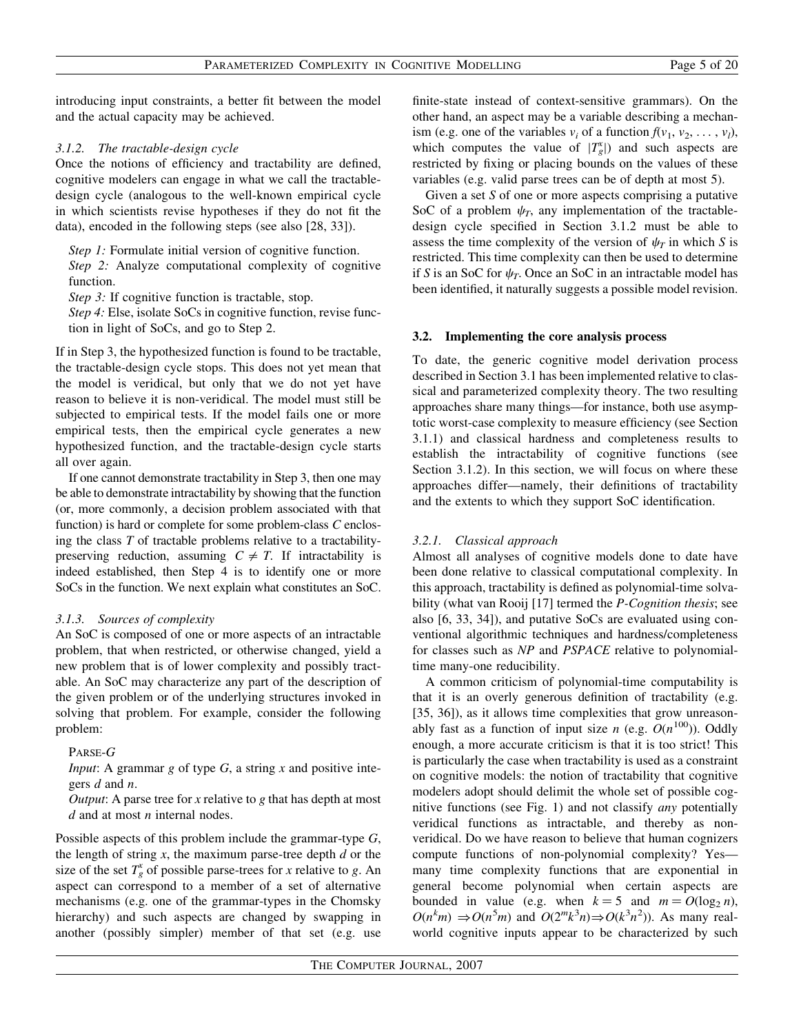introducing input constraints, a better fit between the model and the actual capacity may be achieved.

#### 3.1.2. The tractable-design cycle

Once the notions of efficiency and tractability are defined, cognitive modelers can engage in what we call the tractable-design cycle (analogous to the well-known empirical cycle in which scientists revise hypotheses if they do not fit the data), encoded in the following steps (see also [28, 33]).

*Step 1:* Formulate initial version of cognitive function.
*Step 2:* Analyze computational complexity of cognitive function.
*Step 3:* If cognitive function is tractable, stop.
*Step 4:* Else, isolate SoCs in cognitive function, revise function in light of SoCs, and go to Step 2.

If in Step 3, the hypothesized function is found to be tractable, the tractable-design cycle stops. This does not yet mean that the model is veridical, but only that we do not yet have reason to believe it is non-veridical. The model must still be subjected to empirical tests. If the model fails one or more empirical tests, then the empirical cycle generates a new hypothesized function, and the tractable-design cycle starts all over again.

If one cannot demonstrate tractability in Step 3, then one may be able to demonstrate intractability by showing that the function (or, more commonly, a decision problem associated with that function) is hard or complete for some problem-class $C$ enclosing the class $T$ of tractable problems relative to a tractability-preserving reduction, assuming $C \neq T$. If intractability is indeed established, then Step 4 is to identify one or more SoCs in the function. We next explain what constitutes an SoC.

#### 3.1.3. Sources of complexity

An SoC is composed of one or more aspects of an intractable problem, that when restricted, or otherwise changed, yield a new problem that is of lower complexity and possibly tractable. An SoC may characterize any part of the description of the given problem or of the underlying structures invoked in solving that problem. For example, consider the following problem:

PARSE-$G$
*Input*: A grammar $g$ of type $G$, a string $x$ and positive integers $d$ and $n$.
*Output*: A parse tree for $x$ relative to $g$ that has depth at most $d$ and at most $n$ internal nodes.

Possible aspects of this problem include the grammar-type $G$, the length of string $x$, the maximum parse-tree depth $d$ or the size of the set $T_g^x$ of possible parse-trees for $x$ relative to $g$. An aspect can correspond to a member of a set of alternative mechanisms (e.g. one of the grammar-types in the Chomsky hierarchy) and such aspects are changed by swapping in another (possibly simpler) member of that set (e.g. use finite-state instead of context-sensitive grammars). On the other hand, an aspect may be a variable describing a mechanism (e.g. one of the variables $v_i$ of a function $f(v_1, v_2, \ldots, v_l)$, which computes the value of $|T_g^x|$) and such aspects are restricted by fixing or placing bounds on the values of these variables (e.g. valid parse trees can be of depth at most 5).

Given a set $S$ of one or more aspects comprising a putative SoC of a problem $\psi_T$, any implementation of the tractable-design cycle specified in Section 3.1.2 must be able to assess the time complexity of the version of $\psi_T$ in which $S$ is restricted. This time complexity can then be used to determine if $S$ is an SoC for $\psi_T$. Once an SoC in an intractable model has been identified, it naturally suggests a possible model revision.

### 3.2. Implementing the core analysis process

To date, the generic cognitive model derivation process described in Section 3.1 has been implemented relative to classical and parameterized complexity theory. The two resulting approaches share many things—for instance, both use asymptotic worst-case complexity to measure efficiency (see Section 3.1.1) and classical hardness and completeness results to establish the intractability of cognitive functions (see Section 3.1.2). In this section, we will focus on where these approaches differ—namely, their definitions of tractability and the extents to which they support SoC identification.

#### 3.2.1. Classical approach

Almost all analyses of cognitive models done to date have been done relative to classical computational complexity. In this approach, tractability is defined as polynomial-time solvability (what van Rooij [17] termed the *P-Cognition thesis*; see also [6, 33, 34]), and putative SoCs are evaluated using conventional algorithmic techniques and hardness/completeness for classes such as *NP* and *PSPACE* relative to polynomial-time many-one reducibility.

A common criticism of polynomial-time computability is that it is an overly generous definition of tractability (e.g. [35, 36]), as it allows time complexities that grow unreasonably fast as a function of input size $n$ (e.g. $O(n^{100})$). Oddly enough, a more accurate criticism is that it is too strict! This is particularly the case when tractability is used as a constraint on cognitive models: the notion of tractability that cognitive modelers adopt should delimit the whole set of possible cognitive functions (see Fig. 1) and not classify *any* potentially veridical functions as intractable, and thereby as non-veridical. Do we have reason to believe that human cognizers compute functions of non-polynomial complexity? Yes—many time complexity functions that are exponential in general become polynomial when certain aspects are bounded in value (e.g. when $k = 5$ and $m = O(\log_2 n)$, $O(n^k m) \Rightarrow O(n^5 m)$ and $O(2^m k^3 n) \Rightarrow O(k^3 n^2)$). As many real-world cognitive inputs appear to be characterized by such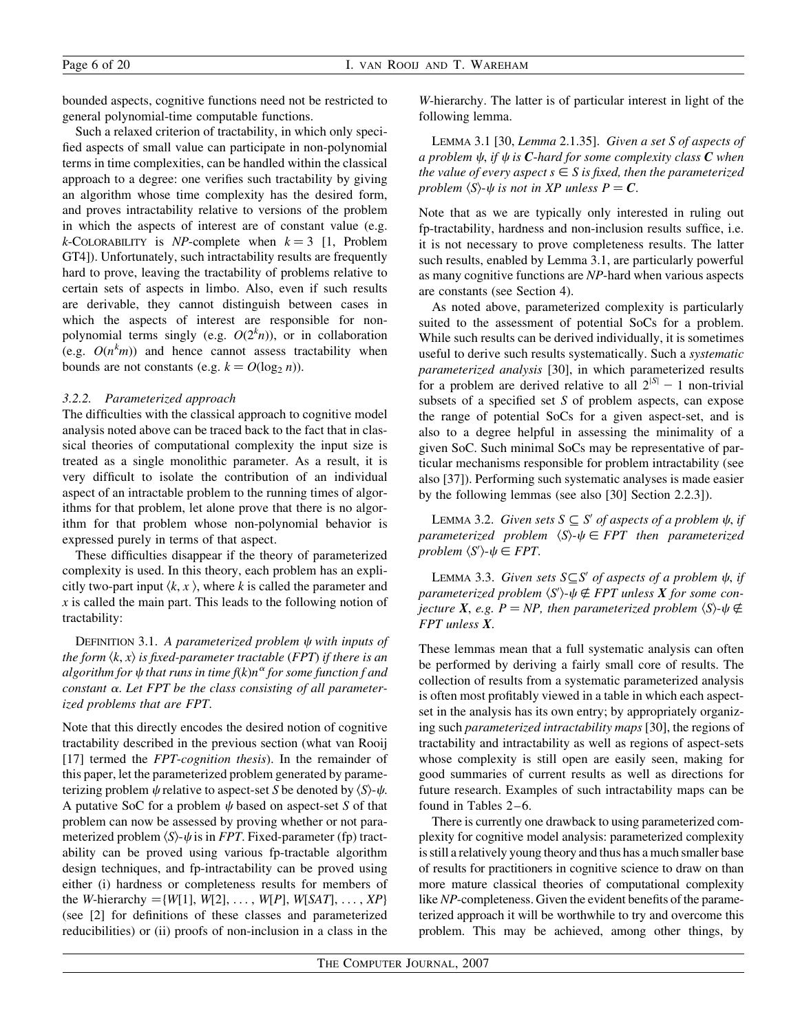bounded aspects, cognitive functions need not be restricted to general polynomial-time computable functions.

Such a relaxed criterion of tractability, in which only specified aspects of small value can participate in non-polynomial terms in time complexities, can be handled within the classical approach to a degree: one verifies such tractability by giving an algorithm whose time complexity has the desired form, and proves intractability relative to versions of the problem in which the aspects of interest are of constant value (e.g. $k$-COLORABILITY is *NP*-complete when $k = 3$ [1, Problem GT4]). Unfortunately, such intractability results are frequently hard to prove, leaving the tractability of problems relative to certain sets of aspects in limbo. Also, even if such results are derivable, they cannot distinguish between cases in which the aspects of interest are responsible for non-polynomial terms singly (e.g. $O(2^k n)$), or in collaboration (e.g. $O(n^k m)$) and hence cannot assess tractability when bounds are not constants (e.g. $k = O(\log_2 n)$).

### 3.2.2. Parameterized approach

The difficulties with the classical approach to cognitive model analysis noted above can be traced back to the fact that in classical theories of computational complexity the input size is treated as a single monolithic parameter. As a result, it is very difficult to isolate the contribution of an individual aspect of an intractable problem to the running times of algorithms for that problem, let alone prove that there is no algorithm for that problem whose non-polynomial behavior is expressed purely in terms of that aspect.

These difficulties disappear if the theory of parameterized complexity is used. In this theory, each problem has an explicitly two-part input $\langle k, x \rangle$, where $k$ is called the parameter and $x$ is called the main part. This leads to the following notion of tractability:

DEFINITION 3.1. *A parameterized problem $\psi$ with inputs of the form $\langle k, x\rangle$ is fixed-parameter tractable (FPT) if there is an algorithm for $\psi$ that runs in time $f(k)n^{\alpha}$ for some function $f$ and constant $\alpha$. Let FPT be the class consisting of all parameterized problems that are FPT.*

Note that this directly encodes the desired notion of cognitive tractability described in the previous section (what van Rooij [17] termed the *FPT-cognition thesis*). In the remainder of this paper, let the parameterized problem generated by parameterizing problem $\psi$ relative to aspect-set $S$ be denoted by $\langle S\rangle$-$\psi$. A putative SoC for a problem $\psi$ based on aspect-set $S$ of that problem can now be assessed by proving whether or not parameterized problem $\langle S\rangle$-$\psi$ is in *FPT*. Fixed-parameter (fp) tractability can be proved using various fp-tractable algorithm design techniques, and fp-intractability can be proved using either (i) hardness or completeness results for members of the *W*-hierarchy $= \{W[1], W[2], \ldots, W[P], W[SAT], \ldots, XP\}$ (see [2] for definitions of these classes and parameterized reducibilities) or (ii) proofs of non-inclusion in a class in the *W*-hierarchy. The latter is of particular interest in light of the following lemma.

LEMMA 3.1 [30, *Lemma* 2.1.35]. *Given a set $S$ of aspects of a problem $\psi$, if $\psi$ is $\boldsymbol{C}$-hard for some complexity class $\boldsymbol{C}$ when the value of every aspect $s \in S$ is fixed, then the parameterized problem $\langle S\rangle$-$\psi$ is not in XP unless $P = \boldsymbol{C}$.*

Note that as we are typically only interested in ruling out fp-tractability, hardness and non-inclusion results suffice, i.e. it is not necessary to prove completeness results. The latter such results, enabled by Lemma 3.1, are particularly powerful as many cognitive functions are *NP*-hard when various aspects are constants (see Section 4).

As noted above, parameterized complexity is particularly suited to the assessment of potential SoCs for a problem. While such results can be derived individually, it is sometimes useful to derive such results systematically. Such a *systematic parameterized analysis* [30], in which parameterized results for a problem are derived relative to all $2^{|S|} - 1$ non-trivial subsets of a specified set $S$ of problem aspects, can expose the range of potential SoCs for a given aspect-set, and is also to a degree helpful in assessing the minimality of a given SoC. Such minimal SoCs may be representative of particular mechanisms responsible for problem intractability (see also [37]). Performing such systematic analyses is made easier by the following lemmas (see also [30] Section 2.2.3]).

LEMMA 3.2. *Given sets $S \subseteq S'$ of aspects of a problem $\psi$, if parameterized problem $\langle S\rangle$-$\psi \in FPT$ then parameterized problem $\langle S'\rangle$-$\psi \in FPT$.*

LEMMA 3.3. *Given sets $S \subseteq S'$ of aspects of a problem $\psi$, if parameterized problem $\langle S'\rangle$-$\psi \notin FPT$ unless $\boldsymbol{X}$ for some conjecture $\boldsymbol{X}$, e.g. $P = NP$, then parameterized problem $\langle S\rangle$-$\psi \notin FPT$ unless $\boldsymbol{X}$.*

These lemmas mean that a full systematic analysis can often be performed by deriving a fairly small core of results. The collection of results from a systematic parameterized analysis is often most profitably viewed in a table in which each aspect-set in the analysis has its own entry; by appropriately organizing such *parameterized intractability maps* [30], the regions of tractability and intractability as well as regions of aspect-sets whose complexity is still open are easily seen, making for good summaries of current results as well as directions for future research. Examples of such intractability maps can be found in Tables 2–6.

There is currently one drawback to using parameterized complexity for cognitive model analysis: parameterized complexity is still a relatively young theory and thus has a much smaller base of results for practitioners in cognitive science to draw on than more mature classical theories of computational complexity like *NP*-completeness. Given the evident benefits of the parameterized approach it will be worthwhile to try and overcome this problem. This may be achieved, among other things, by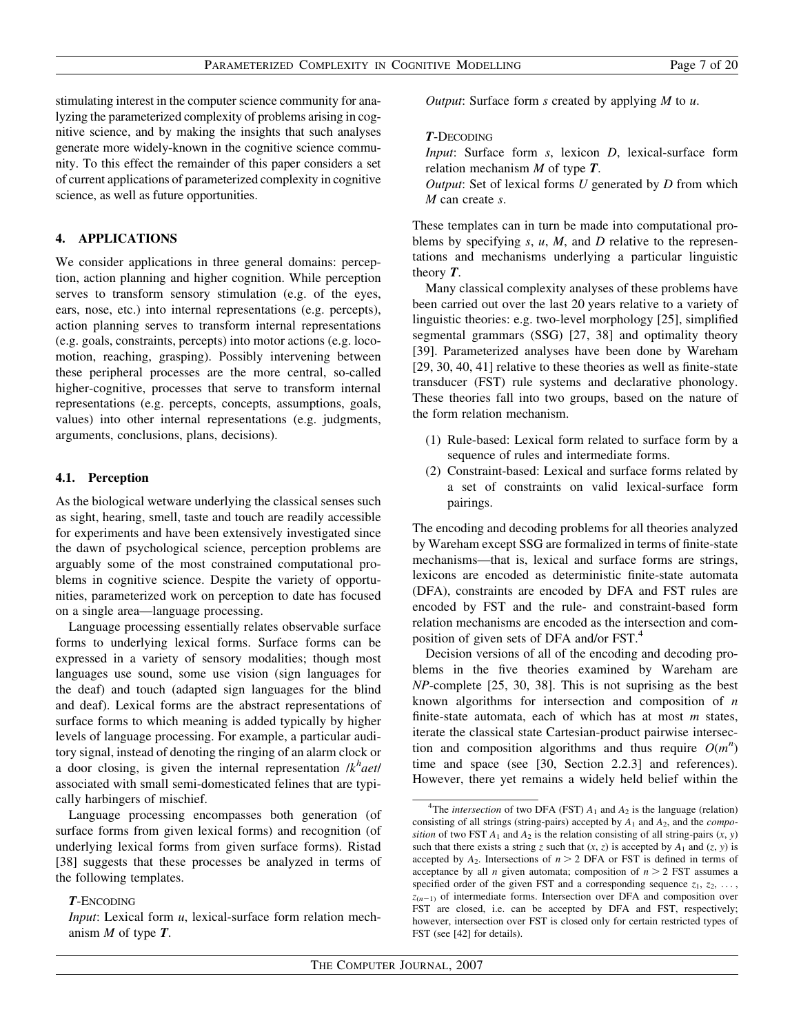stimulating interest in the computer science community for analyzing the parameterized complexity of problems arising in cognitive science, and by making the insights that such analyses generate more widely-known in the cognitive science community. To this effect the remainder of this paper considers a set of current applications of parameterized complexity in cognitive science, as well as future opportunities.

## 4. APPLICATIONS

We consider applications in three general domains: perception, action planning and higher cognition. While perception serves to transform sensory stimulation (e.g. of the eyes, ears, nose, etc.) into internal representations (e.g. percepts), action planning serves to transform internal representations (e.g. goals, constraints, percepts) into motor actions (e.g. locomotion, reaching, grasping). Possibly intervening between these peripheral processes are the more central, so-called higher-cognitive, processes that serve to transform internal representations (e.g. percepts, concepts, assumptions, goals, values) into other internal representations (e.g. judgments, arguments, conclusions, plans, decisions).

### 4.1. Perception

As the biological wetware underlying the classical senses such as sight, hearing, smell, taste and touch are readily accessible for experiments and have been extensively investigated since the dawn of psychological science, perception problems are arguably some of the most constrained computational problems in cognitive science. Despite the variety of opportunities, parameterized work on perception to date has focused on a single area—language processing.

Language processing essentially relates observable surface forms to underlying lexical forms. Surface forms can be expressed in a variety of sensory modalities; though most languages use sound, some use vision (sign languages for the deaf) and touch (adapted sign languages for the blind and deaf). Lexical forms are the abstract representations of surface forms to which meaning is added typically by higher levels of language processing. For example, a particular auditory signal, instead of denoting the ringing of an alarm clock or a door closing, is given the internal representation /$k^h$aet/ associated with small semi-domesticated felines that are typically harbingers of mischief.

Language processing encompasses both generation (of surface forms from given lexical forms) and recognition (of underlying lexical forms from given surface forms). Ristad [38] suggests that these processes be analyzed in terms of the following templates.

***T*-ENCODING**
*Input*: Lexical form *u*, lexical-surface form relation mechanism *M* of type ***T***.
*Output*: Surface form *s* created by applying *M* to *u*.

***T*-DECODING**
*Input*: Surface form *s*, lexicon *D*, lexical-surface form relation mechanism *M* of type ***T***.
*Output*: Set of lexical forms *U* generated by *D* from which *M* can create *s*.

These templates can in turn be made into computational problems by specifying *s*, *u*, *M*, and *D* relative to the representations and mechanisms underlying a particular linguistic theory ***T***.

Many classical complexity analyses of these problems have been carried out over the last 20 years relative to a variety of linguistic theories: e.g. two-level morphology [25], simplified segmental grammars (SSG) [27, 38] and optimality theory [39]. Parameterized analyses have been done by Wareham [29, 30, 40, 41] relative to these theories as well as finite-state transducer (FST) rule systems and declarative phonology. These theories fall into two groups, based on the nature of the form relation mechanism.

1. Rule-based: Lexical form related to surface form by a sequence of rules and intermediate forms.
2. Constraint-based: Lexical and surface forms related by a set of constraints on valid lexical-surface form pairings.

The encoding and decoding problems for all theories analyzed by Wareham except SSG are formalized in terms of finite-state mechanisms—that is, lexical and surface forms are strings, lexicons are encoded as deterministic finite-state automata (DFA), constraints are encoded by DFA and FST rules are encoded by FST and the rule- and constraint-based form relation mechanisms are encoded as the intersection and composition of given sets of DFA and/or FST.[4]

Decision versions of all of the encoding and decoding problems in the five theories examined by Wareham are *NP*-complete [25, 30, 38]. This is not suprising as the best known algorithms for intersection and composition of $n$ finite-state automata, each of which has at most $m$ states, iterate the classical state Cartesian-product pairwise intersection and composition algorithms and thus require $O(m^n)$ time and space (see [30, Section 2.2.3] and references). However, there yet remains a widely held belief within the

[4]The *intersection* of two DFA (FST) $A_1$ and $A_2$ is the language (relation) consisting of all strings (string-pairs) accepted by $A_1$ and $A_2$, and the *composition* of two FST $A_1$ and $A_2$ is the relation consisting of all string-pairs $(x, y)$ such that there exists a string $z$ such that $(x, z)$ is accepted by $A_1$ and $(z, y)$ is accepted by $A_2$. Intersections of $n > 2$ DFA or FST is defined in terms of acceptance by all $n$ given automata; composition of $n > 2$ FST assumes a specified order of the given FST and a corresponding sequence $z_1, z_2, \ldots, z_{(n-1)}$ of intermediate forms. Intersection over DFA and composition over FST are closed, i.e. can be accepted by DFA and FST, respectively; however, intersection over FST is closed only for certain restricted types of FST (see [42] for details).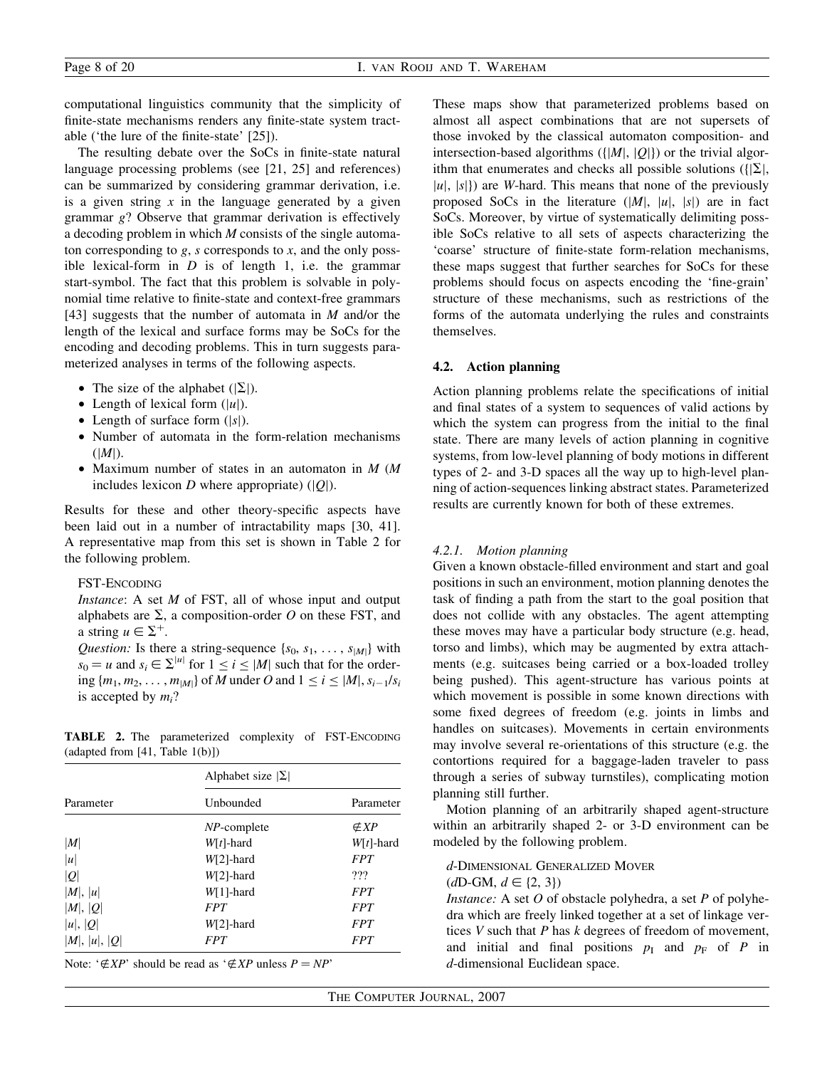computational linguistics community that the simplicity of finite-state mechanisms renders any finite-state system tractable ('the lure of the finite-state' [25]).

The resulting debate over the SoCs in finite-state natural language processing problems (see [21, 25] and references) can be summarized by considering grammar derivation, i.e. is a given string $x$ in the language generated by a given grammar $g$? Observe that grammar derivation is effectively a decoding problem in which $M$ consists of the single automaton corresponding to $g$, $s$ corresponds to $x$, and the only possible lexical-form in $D$ is of length 1, i.e. the grammar start-symbol. The fact that this problem is solvable in polynomial time relative to finite-state and context-free grammars [43] suggests that the number of automata in $M$ and/or the length of the lexical and surface forms may be SoCs for the encoding and decoding problems. This in turn suggests parameterized analyses in terms of the following aspects.

- The size of the alphabet ($|\Sigma|$).
- Length of lexical form ($|u|$).
- Length of surface form ($|s|$).
- Number of automata in the form-relation mechanisms ($|M|$).
- Maximum number of states in an automaton in $M$ ($M$ includes lexicon $D$ where appropriate) ($|Q|$).

Results for these and other theory-specific aspects have been laid out in a number of intractability maps [30, 41]. A representative map from this set is shown in Table 2 for the following problem.

FST-ENCODING

*Instance*: A set $M$ of FST, all of whose input and output alphabets are $\Sigma$, a composition-order $O$ on these FST, and a string $u \in \Sigma^+$.

*Question:* Is there a string-sequence $\{s_0, s_1, \ldots, s_{|M|}\}$ with $s_0 = u$ and $s_i \in \Sigma^{|u|}$ for $1 \leq i \leq |M|$ such that for the ordering $\{m_1, m_2, \ldots, m_{|M|}\}$ of $M$ under $O$ and $1 \leq i \leq |M|$, $s_{i-1}/s_i$ is accepted by $m_i$?

**TABLE 2.** The parameterized complexity of FST-ENCODING (adapted from [41, Table 1(b)])

| Parameter | Alphabet size $\lvert\Sigma\rvert$ | |
|---|---|---|
| | Unbounded | Parameter |
| | *NP*-complete | $\notin XP$ |
| $\lvert M\rvert$ | $W[t]$-hard | $W[t]$-hard |
| $\lvert u\rvert$ | $W[2]$-hard | *FPT* |
| $\lvert Q\rvert$ | $W[2]$-hard | ??? |
| $\lvert M\rvert$, $\lvert u\rvert$ | $W[1]$-hard | *FPT* |
| $\lvert M\rvert$, $\lvert Q\rvert$ | *FPT* | *FPT* |
| $\lvert u\rvert$, $\lvert Q\rvert$ | $W[2]$-hard | *FPT* |
| $\lvert M\rvert$, $\lvert u\rvert$, $\lvert Q\rvert$ | *FPT* | *FPT* |

Note: '$\notin XP$' should be read as '$\notin XP$ unless $P = NP$'

These maps show that parameterized problems based on almost all aspect combinations that are not supersets of those invoked by the classical automaton composition- and intersection-based algorithms ($\{|M|, |Q|\}$) or the trivial algorithm that enumerates and checks all possible solutions ($\{|\Sigma|, |u|, |s|\}$) are $W$-hard. This means that none of the previously proposed SoCs in the literature ($|M|$, $|u|$, $|s|$) are in fact SoCs. Moreover, by virtue of systematically delimiting possible SoCs relative to all sets of aspects characterizing the 'coarse' structure of finite-state form-relation mechanisms, these maps suggest that further searches for SoCs for these problems should focus on aspects encoding the 'fine-grain' structure of these mechanisms, such as restrictions of the forms of the automata underlying the rules and constraints themselves.

### 4.2. Action planning

Action planning problems relate the specifications of initial and final states of a system to sequences of valid actions by which the system can progress from the initial to the final state. There are many levels of action planning in cognitive systems, from low-level planning of body motions in different types of 2- and 3-D spaces all the way up to high-level planning of action-sequences linking abstract states. Parameterized results are currently known for both of these extremes.

#### 4.2.1. Motion planning

Given a known obstacle-filled environment and start and goal positions in such an environment, motion planning denotes the task of finding a path from the start to the goal position that does not collide with any obstacles. The agent attempting these moves may have a particular body structure (e.g. head, torso and limbs), which may be augmented by extra attachments (e.g. suitcases being carried or a box-loaded trolley being pushed). This agent-structure has various points at which movement is possible in some known directions with some fixed degrees of freedom (e.g. joints in limbs and handles on suitcases). Movements in certain environments may involve several re-orientations of this structure (e.g. the contortions required for a baggage-laden traveler to pass through a series of subway turnstiles), complicating motion planning still further.

Motion planning of an arbitrarily shaped agent-structure within an arbitrarily shaped 2- or 3-D environment can be modeled by the following problem.

$d$-DIMENSIONAL GENERALIZED MOVER

($d$D-GM, $d \in \{2, 3\}$)

*Instance:* A set $O$ of obstacle polyhedra, a set $P$ of polyhedra which are freely linked together at a set of linkage vertices $V$ such that $P$ has $k$ degrees of freedom of movement, and initial and final positions $p_I$ and $p_F$ of $P$ in $d$-dimensional Euclidean space.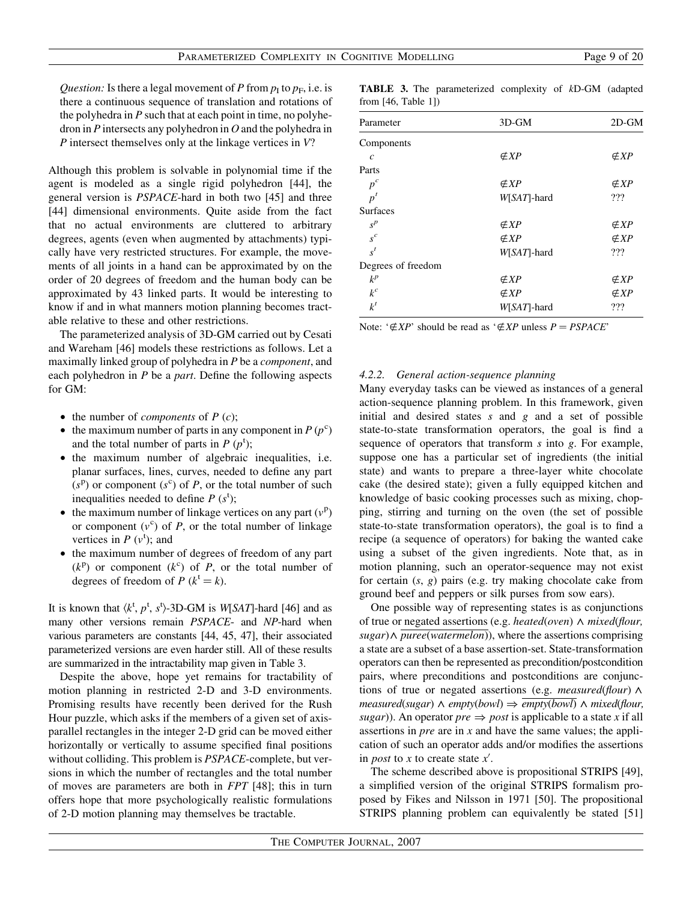*Question:* Is there a legal movement of $P$ from $p_I$ to $p_F$, i.e. is there a continuous sequence of translation and rotations of the polyhedra in $P$ such that at each point in time, no polyhedron in $P$ intersects any polyhedron in $O$ and the polyhedra in $P$ intersect themselves only at the linkage vertices in $V$?

Although this problem is solvable in polynomial time if the agent is modeled as a single rigid polyhedron [44], the general version is *PSPACE*-hard in both two [45] and three [44] dimensional environments. Quite aside from the fact that no actual environments are cluttered to arbitrary degrees, agents (even when augmented by attachments) typically have very restricted structures. For example, the movements of all joints in a hand can be approximated by on the order of 20 degrees of freedom and the human body can be approximated by 43 linked parts. It would be interesting to know if and in what manners motion planning becomes tractable relative to these and other restrictions.

The parameterized analysis of 3D-GM carried out by Cesati and Wareham [46] models these restrictions as follows. Let a maximally linked group of polyhedra in $P$ be a *component*, and each polyhedron in $P$ be a *part*. Define the following aspects for GM:

- the number of *components* of $P$ ($c$);
- the maximum number of parts in any component in $P$ ($p^c$) and the total number of parts in $P$ ($p^t$);
- the maximum number of algebraic inequalities, i.e. planar surfaces, lines, curves, needed to define any part ($s^p$) or component ($s^c$) of $P$, or the total number of such inequalities needed to define $P$ ($s^t$);
- the maximum number of linkage vertices on any part ($v^p$) or component ($v^c$) of $P$, or the total number of linkage vertices in $P$ ($v^t$); and
- the maximum number of degrees of freedom of any part ($k^p$) or component ($k^c$) of $P$, or the total number of degrees of freedom of $P$ ($k^t = k$).

It is known that $\langle k^t, p^t, s^t \rangle$-3D-GM is *W*[*SAT*]-hard [46] and as many other versions remain *PSPACE*- and *NP*-hard when various parameters are constants [44, 45, 47], their associated parameterized versions are even harder still. All of these results are summarized in the intractability map given in Table 3.

Despite the above, hope yet remains for tractability of motion planning in restricted 2-D and 3-D environments. Promising results have recently been derived for the Rush Hour puzzle, which asks if the members of a given set of axis-parallel rectangles in the integer 2-D grid can be moved either horizontally or vertically to assume specified final positions without colliding. This problem is *PSPACE*-complete, but versions in which the number of rectangles and the total number of moves are parameters are both in *FPT* [48]; this in turn offers hope that more psychologically realistic formulations of 2-D motion planning may themselves be tractable.

**TABLE 3.** The parameterized complexity of *k*D-GM (adapted from [46, Table 1])

| Parameter | 3D-GM | 2D-GM |
|---|---|---|
| Components | | |
| $c$ | $\notin XP$ | $\notin XP$ |
| Parts | | |
| $p^c$ | $\notin XP$ | $\notin XP$ |
| $p^t$ | *W*[*SAT*]-hard | ??? |
| Surfaces | | |
| $s^p$ | $\notin XP$ | $\notin XP$ |
| $s^c$ | $\notin XP$ | $\notin XP$ |
| $s^t$ | *W*[*SAT*]-hard | ??? |
| Degrees of freedom | | |
| $k^p$ | $\notin XP$ | $\notin XP$ |
| $k^c$ | $\notin XP$ | $\notin XP$ |
| $k^t$ | *W*[*SAT*]-hard | ??? |

Note: '$\notin XP$' should be read as '$\notin XP$ unless $P = PSPACE$'

#### 4.2.2. General action-sequence planning

Many everyday tasks can be viewed as instances of a general action-sequence planning problem. In this framework, given initial and desired states $s$ and $g$ and a set of possible state-to-state transformation operators, the goal is find a sequence of operators that transform $s$ into $g$. For example, suppose one has a particular set of ingredients (the initial state) and wants to prepare a three-layer white chocolate cake (the desired state); given a fully equipped kitchen and knowledge of basic cooking processes such as mixing, chopping, stirring and turning on the oven (the set of possible state-to-state transformation operators), the goal is to find a recipe (a sequence of operators) for baking the wanted cake using a subset of the given ingredients. Note that, as in motion planning, such an operator-sequence may not exist for certain ($s$, $g$) pairs (e.g. try making chocolate cake from ground beef and peppers or silk purses from sow ears).

One possible way of representing states is as conjunctions of true or negated assertions (e.g. $heated(oven) \wedge mixed(flour, sugar) \wedge \overline{puree(watermelon)}$), where the assertions comprising a state are a subset of a base assertion-set. State-transformation operators can then be represented as precondition/postcondition pairs, where preconditions and postconditions are conjunctions of true or negated assertions (e.g. $measured(flour) \wedge measured(sugar) \wedge empty(bowl) \Rightarrow \overline{empty(bowl)} \wedge mixed(flour, sugar)$). An operator $pre \Rightarrow post$ is applicable to a state $x$ if all assertions in $pre$ are in $x$ and have the same values; the application of such an operator adds and/or modifies the assertions in $post$ to $x$ to create state $x'$.

The scheme described above is propositional STRIPS [49], a simplified version of the original STRIPS formalism proposed by Fikes and Nilsson in 1971 [50]. The propositional STRIPS planning problem can equivalently be stated [51]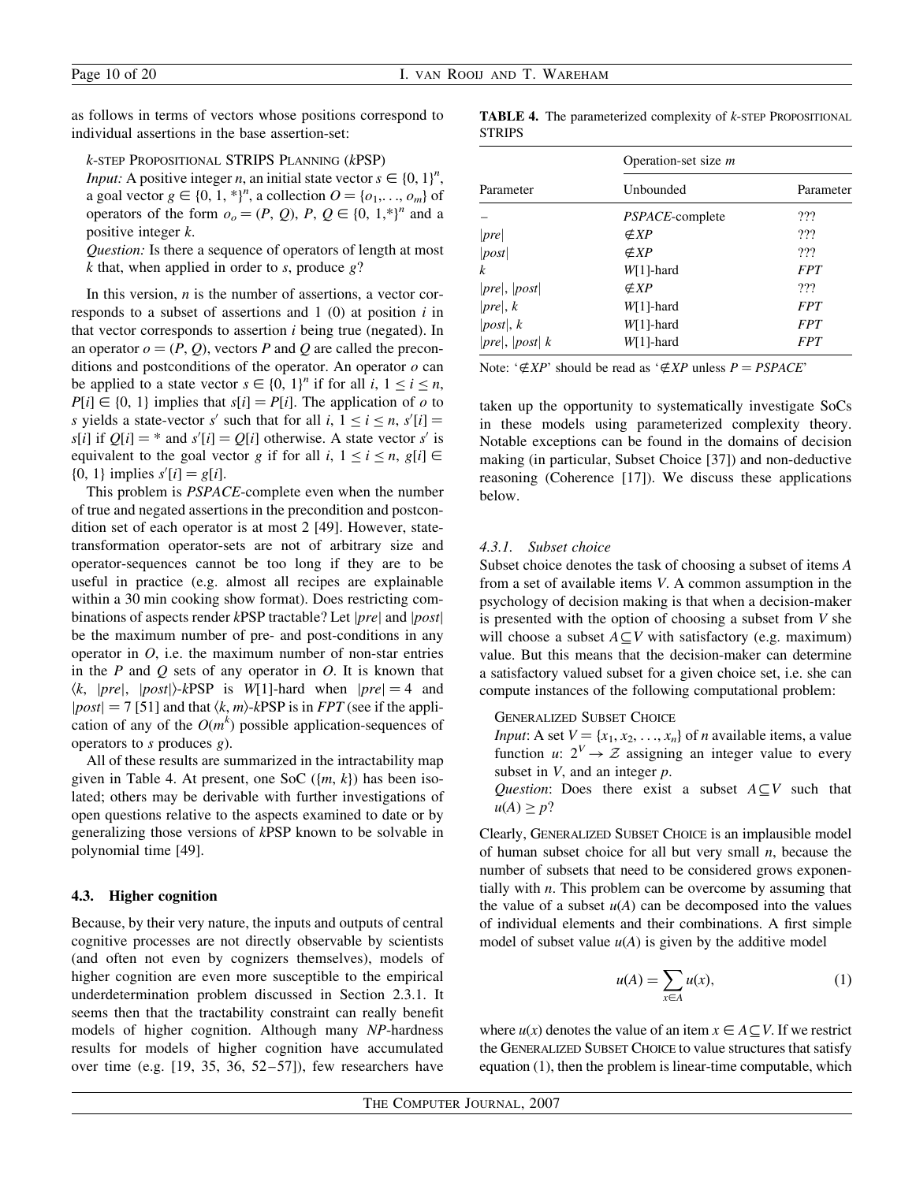as follows in terms of vectors whose positions correspond to individual assertions in the base assertion-set:

*k*-STEP PROPOSITIONAL STRIPS PLANNING (*k*PSP)
*Input:* A positive integer $n$, an initial state vector $s \in \{0, 1\}^n$, a goal vector $g \in \{0, 1, *\}^n$, a collection $O = \{o_1, \ldots, o_m\}$ of operators of the form $o_o = (P, Q)$, $P$, $Q \in \{0, 1,*\}^n$ and a positive integer $k$.
*Question:* Is there a sequence of operators of length at most $k$ that, when applied in order to $s$, produce $g$?

In this version, $n$ is the number of assertions, a vector corresponds to a subset of assertions and 1 (0) at position $i$ in that vector corresponds to assertion $i$ being true (negated). In an operator $o = (P, Q)$, vectors $P$ and $Q$ are called the preconditions and postconditions of the operator. An operator $o$ can be applied to a state vector $s \in \{0, 1\}^n$ if for all $i$, $1 \leq i \leq n$, $P[i] \in \{0, 1\}$ implies that $s[i] = P[i]$. The application of $o$ to $s$ yields a state-vector $s'$ such that for all $i$, $1 \leq i \leq n$, $s'[i] = s[i]$ if $Q[i] = *$ and $s'[i] = Q[i]$ otherwise. A state vector $s'$ is equivalent to the goal vector $g$ if for all $i$, $1 \leq i \leq n$, $g[i] \in \{0, 1\}$ implies $s'[i] = g[i]$.

This problem is *PSPACE*-complete even when the number of true and negated assertions in the precondition and postcondition set of each operator is at most 2 [49]. However, state-transformation operator-sets are not of arbitrary size and operator-sequences cannot be too long if they are to be useful in practice (e.g. almost all recipes are explainable within a 30 min cooking show format). Does restricting combinations of aspects render *k*PSP tractable? Let $|pre|$ and $|post|$ be the maximum number of pre- and post-conditions in any operator in $O$, i.e. the maximum number of non-star entries in the $P$ and $Q$ sets of any operator in $O$. It is known that $\langle k, |pre|, |post|\rangle$-*k*PSP is $W[1]$-hard when $|pre| = 4$ and $|post| = 7$ [51] and that $\langle k, m\rangle$-*k*PSP is in *FPT* (see if the application of any of the $O(m^k)$ possible application-sequences of operators to $s$ produces $g$).

All of these results are summarized in the intractability map given in Table 4. At present, one SoC ($\{m, k\}$) has been isolated; others may be derivable with further investigations of open questions relative to the aspects examined to date or by generalizing those versions of *k*PSP known to be solvable in polynomial time [49].

**TABLE 4.** The parameterized complexity of *k*-STEP PROPOSITIONAL STRIPS

| Parameter | Operation-set size $m$ | |
|---|---|---|
| | Unbounded | Parameter |
| – | *PSPACE*-complete | ??? |
| $\|pre\|$ | $\notin XP$ | ??? |
| $\|post\|$ | $\notin XP$ | ??? |
| $k$ | $W[1]$-hard | *FPT* |
| $\|pre\|$, $\|post\|$ | $\notin XP$ | ??? |
| $\|pre\|$, $k$ | $W[1]$-hard | *FPT* |
| $\|post\|$, $k$ | $W[1]$-hard | *FPT* |
| $\|pre\|$, $\|post\|$ $k$ | $W[1]$-hard | *FPT* |

Note: '$\notin XP$' should be read as '$\notin XP$ unless $P = PSPACE$'

### 4.3. Higher cognition

Because, by their very nature, the inputs and outputs of central cognitive processes are not directly observable by scientists (and often not even by cognizers themselves), models of higher cognition are even more susceptible to the empirical underdetermination problem discussed in Section 2.3.1. It seems then that the tractability constraint can really benefit models of higher cognition. Although many *NP*-hardness results for models of higher cognition have accumulated over time (e.g. [19, 35, 36, 52–57]), few researchers have taken up the opportunity to systematically investigate SoCs in these models using parameterized complexity theory. Notable exceptions can be found in the domains of decision making (in particular, Subset Choice [37]) and non-deductive reasoning (Coherence [17]). We discuss these applications below.

#### 4.3.1. *Subset choice*

Subset choice denotes the task of choosing a subset of items $A$ from a set of available items $V$. A common assumption in the psychology of decision making is that when a decision-maker is presented with the option of choosing a subset from $V$ she will choose a subset $A \subseteq V$ with satisfactory (e.g. maximum) value. But this means that the decision-maker can determine a satisfactory valued subset for a given choice set, i.e. she can compute instances of the following computational problem:

GENERALIZED SUBSET CHOICE
*Input*: A set $V = \{x_1, x_2, \ldots, x_n\}$ of $n$ available items, a value function $u$: $2^V \rightarrow \mathcal{Z}$ assigning an integer value to every subset in $V$, and an integer $p$.
*Question*: Does there exist a subset $A \subseteq V$ such that $u(A) \geq p$?

Clearly, GENERALIZED SUBSET CHOICE is an implausible model of human subset choice for all but very small $n$, because the number of subsets that need to be considered grows exponentially with $n$. This problem can be overcome by assuming that the value of a subset $u(A)$ can be decomposed into the values of individual elements and their combinations. A first simple model of subset value $u(A)$ is given by the additive model

$$u(A) = \sum_{x \in A} u(x), \tag{1}$$

where $u(x)$ denotes the value of an item $x \in A \subseteq V$. If we restrict the GENERALIZED SUBSET CHOICE to value structures that satisfy equation (1), then the problem is linear-time computable, which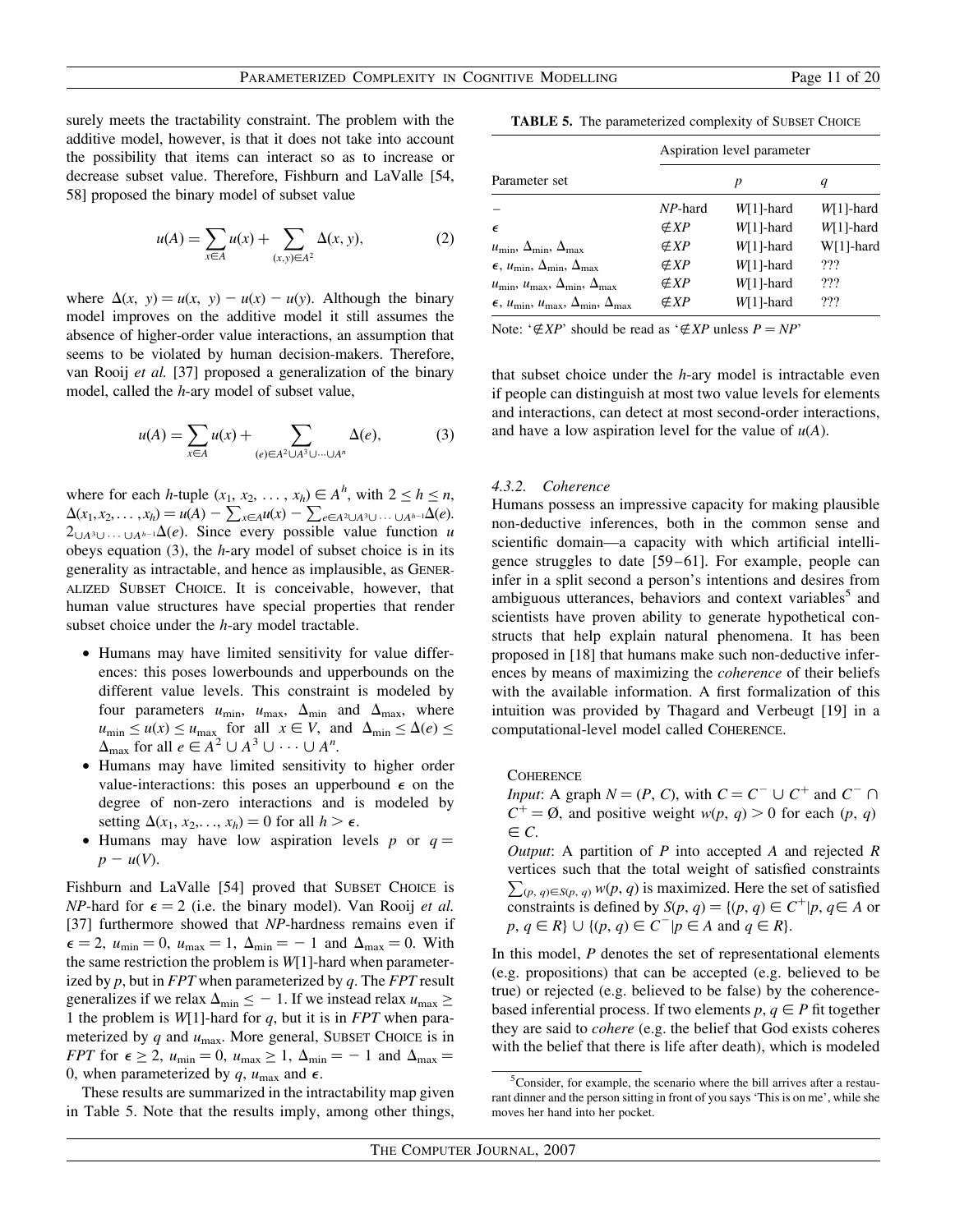surely meets the tractability constraint. The problem with the additive model, however, is that it does not take into account the possibility that items can interact so as to increase or decrease subset value. Therefore, Fishburn and LaValle [54, 58] proposed the binary model of subset value

$$u(A) = \sum_{x \in A} u(x) + \sum_{(x,y) \in A^2} \Delta(x, y), \tag{2}$$

where $\Delta(x, y) = u(x, y) - u(x) - u(y)$. Although the binary model improves on the additive model it still assumes the absence of higher-order value interactions, an assumption that seems to be violated by human decision-makers. Therefore, van Rooij *et al.* [37] proposed a generalization of the binary model, called the *h*-ary model of subset value,

$$u(A) = \sum_{x \in A} u(x) + \sum_{(e) \in A^2 \cup A^3 \cup \cdots \cup A^n} \Delta(e), \tag{3}$$

where for each *h*-tuple $(x_1, x_2, \ldots, x_h) \in A^h$, with $2 \leq h \leq n$, $\Delta(x_1, x_2, \ldots, x_h) = u(A) - \sum_{x \in A} u(x) - \sum_{e \in A^2 \cup A^3 \cup \ldots \cup A^{h-1}} \Delta(e)$. $2_{\cup A^3 \cup \ldots \cup A^{h-1}} \Delta(e)$. Since every possible value function $u$ obeys equation (3), the *h*-ary model of subset choice is in its generality as intractable, and hence as implausible, as GENERALIZED SUBSET CHOICE. It is conceivable, however, that human value structures have special properties that render subset choice under the *h*-ary model tractable.

- Humans may have limited sensitivity for value differences: this poses lowerbounds and upperbounds on the different value levels. This constraint is modeled by four parameters $u_{\min}$, $u_{\max}$, $\Delta_{\min}$ and $\Delta_{\max}$, where $u_{\min} \leq u(x) \leq u_{\max}$ for all $x \in V$, and $\Delta_{\min} \leq \Delta(e) \leq \Delta_{\max}$ for all $e \in A^2 \cup A^3 \cup \cdots \cup A^n$.
- Humans may have limited sensitivity to higher order value-interactions: this poses an upperbound $\epsilon$ on the degree of non-zero interactions and is modeled by setting $\Delta(x_1, x_2, \ldots, x_h) = 0$ for all $h > \epsilon$.
- Humans may have low aspiration levels $p$ or $q = p - u(V)$.

Fishburn and LaValle [54] proved that SUBSET CHOICE is *NP*-hard for $\epsilon = 2$ (i.e. the binary model). Van Rooij *et al.* [37] furthermore showed that *NP*-hardness remains even if $\epsilon = 2$, $u_{\min} = 0$, $u_{\max} = 1$, $\Delta_{\min} = -1$ and $\Delta_{\max} = 0$. With the same restriction the problem is *W*[1]-hard when parameterized by $p$, but in *FPT* when parameterized by $q$. The *FPT* result generalizes if we relax $\Delta_{\min} \leq -1$. If we instead relax $u_{\max} \geq 1$ the problem is *W*[1]-hard for $q$, but it is in *FPT* when parameterized by $q$ and $u_{\max}$. More general, SUBSET CHOICE is in *FPT* for $\epsilon \geq 2$, $u_{\min} = 0$, $u_{\max} \geq 1$, $\Delta_{\min} = -1$ and $\Delta_{\max} = 0$, when parameterized by $q$, $u_{\max}$ and $\epsilon$.

These results are summarized in the intractability map given in Table 5. Note that the results imply, among other things,

**TABLE 5.** The parameterized complexity of SUBSET CHOICE

| Parameter set | Aspiration level parameter | | |
|---|---|---|---|
| | | $p$ | $q$ |
| – | *NP*-hard | *W*[1]-hard | *W*[1]-hard |
| $\epsilon$ | $\notin XP$ | *W*[1]-hard | *W*[1]-hard |
| $u_{\min}$, $\Delta_{\min}$, $\Delta_{\max}$ | $\notin XP$ | *W*[1]-hard | W[1]-hard |
| $\epsilon$, $u_{\min}$, $\Delta_{\min}$, $\Delta_{\max}$ | $\notin XP$ | *W*[1]-hard | ??? |
| $u_{\min}$, $u_{\max}$, $\Delta_{\min}$, $\Delta_{\max}$ | $\notin XP$ | *W*[1]-hard | ??? |
| $\epsilon$, $u_{\min}$, $u_{\max}$, $\Delta_{\min}$, $\Delta_{\max}$ | $\notin XP$ | *W*[1]-hard | ??? |

Note: '$\notin XP$' should be read as '$\notin XP$ unless $P = NP$'

that subset choice under the *h*-ary model is intractable even if people can distinguish at most two value levels for elements and interactions, can detect at most second-order interactions, and have a low aspiration level for the value of $u(A)$.

#### 4.3.2. Coherence

Humans possess an impressive capacity for making plausible non-deductive inferences, both in the common sense and scientific domain—a capacity with which artificial intelligence struggles to date [59–61]. For example, people can infer in a split second a person's intentions and desires from ambiguous utterances, behaviors and context variables[5] and scientists have proven ability to generate hypothetical constructs that help explain natural phenomena. It has been proposed in [18] that humans make such non-deductive inferences by means of maximizing the *coherence* of their beliefs with the available information. A first formalization of this intuition was provided by Thagard and Verbeugt [19] in a computational-level model called COHERENCE.

COHERENCE
*Input*: A graph $N = (P, C)$, with $C = C^- \cup C^+$ and $C^- \cap C^+ = \emptyset$, and positive weight $w(p, q) > 0$ for each $(p, q) \in C$.
*Output*: A partition of $P$ into accepted $A$ and rejected $R$ vertices such that the total weight of satisfied constraints $\sum_{(p,q) \in S(p,q)} w(p, q)$ is maximized. Here the set of satisfied constraints is defined by $S(p, q) = \{(p, q) \in C^+ | p, q \in A$ or $p, q \in R\} \cup \{(p, q) \in C^- | p \in A$ and $q \in R\}$.

In this model, $P$ denotes the set of representational elements (e.g. propositions) that can be accepted (e.g. believed to be true) or rejected (e.g. believed to be false) by the coherence-based inferential process. If two elements $p, q \in P$ fit together they are said to *cohere* (e.g. the belief that God exists coheres with the belief that there is life after death), which is modeled

[5] Consider, for example, the scenario where the bill arrives after a restaurant dinner and the person sitting in front of you says 'This is on me', while she moves her hand into her pocket.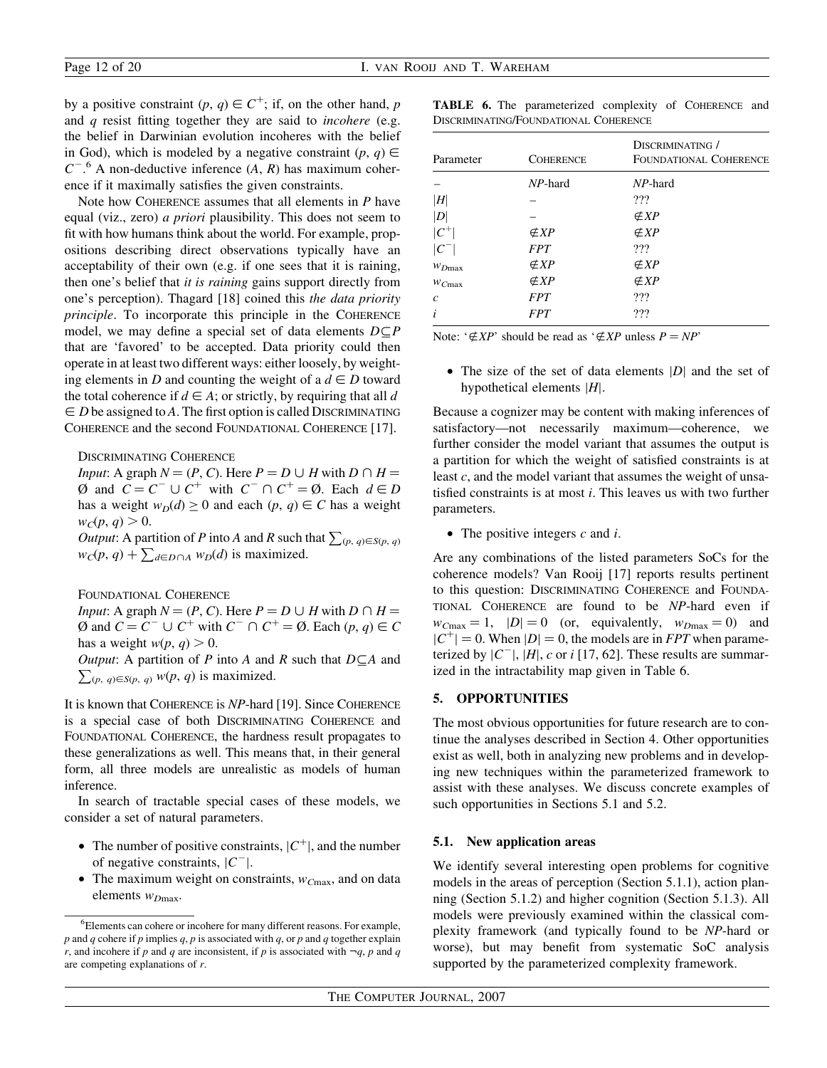by a positive constraint $(p, q) \in C^+$; if, on the other hand, $p$ and $q$ resist fitting together they are said to *incohere* (e.g. the belief in Darwinian evolution incoheres with the belief in God), which is modeled by a negative constraint $(p, q) \in C^-$.[6] A non-deductive inference $(A, R)$ has maximum coherence if it maximally satisfies the given constraints.

Note how COHERENCE assumes that all elements in $P$ have equal (viz., zero) *a priori* plausibility. This does not seem to fit with how humans think about the world. For example, propositions describing direct observations typically have an acceptability of their own (e.g. if one sees that it is raining, then one's belief that *it is raining* gains support directly from one's perception). Thagard [18] coined this *the data priority principle*. To incorporate this principle in the COHERENCE model, we may define a special set of data elements $D \subseteq P$ that are 'favored' to be accepted. Data priority could then operate in at least two different ways: either loosely, by weighting elements in $D$ and counting the weight of a $d \in D$ toward the total coherence if $d \in A$; or strictly, by requiring that all $d \in D$ be assigned to $A$. The first option is called DISCRIMINATING COHERENCE and the second FOUNDATIONAL COHERENCE [17].

DISCRIMINATING COHERENCE

*Input*: A graph $N = (P, C)$. Here $P = D \cup H$ with $D \cap H = \emptyset$ and $C = C^- \cup C^+$ with $C^- \cap C^+ = \emptyset$. Each $d \in D$ has a weight $w_D(d) \geq 0$ and each $(p, q) \in C$ has a weight $w_C(p, q) > 0$.

*Output*: A partition of $P$ into $A$ and $R$ such that $\sum_{(p, q) \in S(p, q)} w_C(p, q) + \sum_{d \in D \cap A} w_D(d)$ is maximized.

FOUNDATIONAL COHERENCE

*Input*: A graph $N = (P, C)$. Here $P = D \cup H$ with $D \cap H = \emptyset$ and $C = C^- \cup C^+$ with $C^- \cap C^+ = \emptyset$. Each $(p, q) \in C$ has a weight $w(p, q) > 0$.

*Output*: A partition of $P$ into $A$ and $R$ such that $D \subseteq A$ and $\sum_{(p, q) \in S(p, q)} w(p, q)$ is maximized.

It is known that COHERENCE is *NP*-hard [19]. Since COHERENCE is a special case of both DISCRIMINATING COHERENCE and FOUNDATIONAL COHERENCE, the hardness result propagates to these generalizations as well. This means that, in their general form, all three models are unrealistic as models of human inference.

In search of tractable special cases of these models, we consider a set of natural parameters.

- The number of positive constraints, $|C^+|$, and the number of negative constraints, $|C^-|$.
- The maximum weight on constraints, $w_{C\max}$, and on data elements $w_{D\max}$.
- The size of the set of data elements $|D|$ and the set of hypothetical elements $|H|$.

Because a cognizer may be content with making inferences of satisfactory—not necessarily maximum—coherence, we further consider the model variant that assumes the output is a partition for which the weight of satisfied constraints is at least $c$, and the model variant that assumes the weight of unsatisfied constraints is at most $i$. This leaves us with two further parameters.

- The positive integers $c$ and $i$.

Are any combinations of the listed parameters SoCs for the coherence models? Van Rooij [17] reports results pertinent to this question: DISCRIMINATING COHERENCE and FOUNDATIONAL COHERENCE are found to be *NP*-hard even if $w_{C\max} = 1$, $|D| = 0$ (or, equivalently, $w_{D\max} = 0$) and $|C^+| = 0$. When $|D| = 0$, the models are in *FPT* when parameterized by $|C^-|$, $|H|$, $c$ or $i$ [17, 62]. These results are summarized in the intractability map given in Table 6.

**TABLE 6.** The parameterized complexity of COHERENCE and DISCRIMINATING/FOUNDATIONAL COHERENCE

| Parameter | COHERENCE | DISCRIMINATING / FOUNDATIONAL COHERENCE |
|---|---|---|
| – | *NP*-hard | *NP*-hard |
| $\lvert H\rvert$ | – | ??? |
| $\lvert D\rvert$ | – | $\notin XP$ |
| $\lvert C^+\rvert$ | $\notin XP$ | $\notin XP$ |
| $\lvert C^-\rvert$ | *FPT* | ??? |
| $w_{D\max}$ | $\notin XP$ | $\notin XP$ |
| $w_{C\max}$ | $\notin XP$ | $\notin XP$ |
| $c$ | *FPT* | ??? |
| $i$ | *FPT* | ??? |

Note: '$\notin XP$' should be read as '$\notin XP$ unless $P = NP$'

## 5. OPPORTUNITIES

The most obvious opportunities for future research are to continue the analyses described in Section 4. Other opportunities exist as well, both in analyzing new problems and in developing new techniques within the parameterized framework to assist with these analyses. We discuss concrete examples of such opportunities in Sections 5.1 and 5.2.

### 5.1. New application areas

We identify several interesting open problems for cognitive models in the areas of perception (Section 5.1.1), action planning (Section 5.1.2) and higher cognition (Section 5.1.3). All models were previously examined within the classical complexity framework (and typically found to be *NP*-hard or worse), but may benefit from systematic SoC analysis supported by the parameterized complexity framework.

[6] Elements can cohere or incohere for many different reasons. For example, $p$ and $q$ cohere if $p$ implies $q$, $p$ is associated with $q$, or $p$ and $q$ together explain $r$, and incohere if $p$ and $q$ are inconsistent, if $p$ is associated with $\neg q$, $p$ and $q$ are competing explanations of $r$.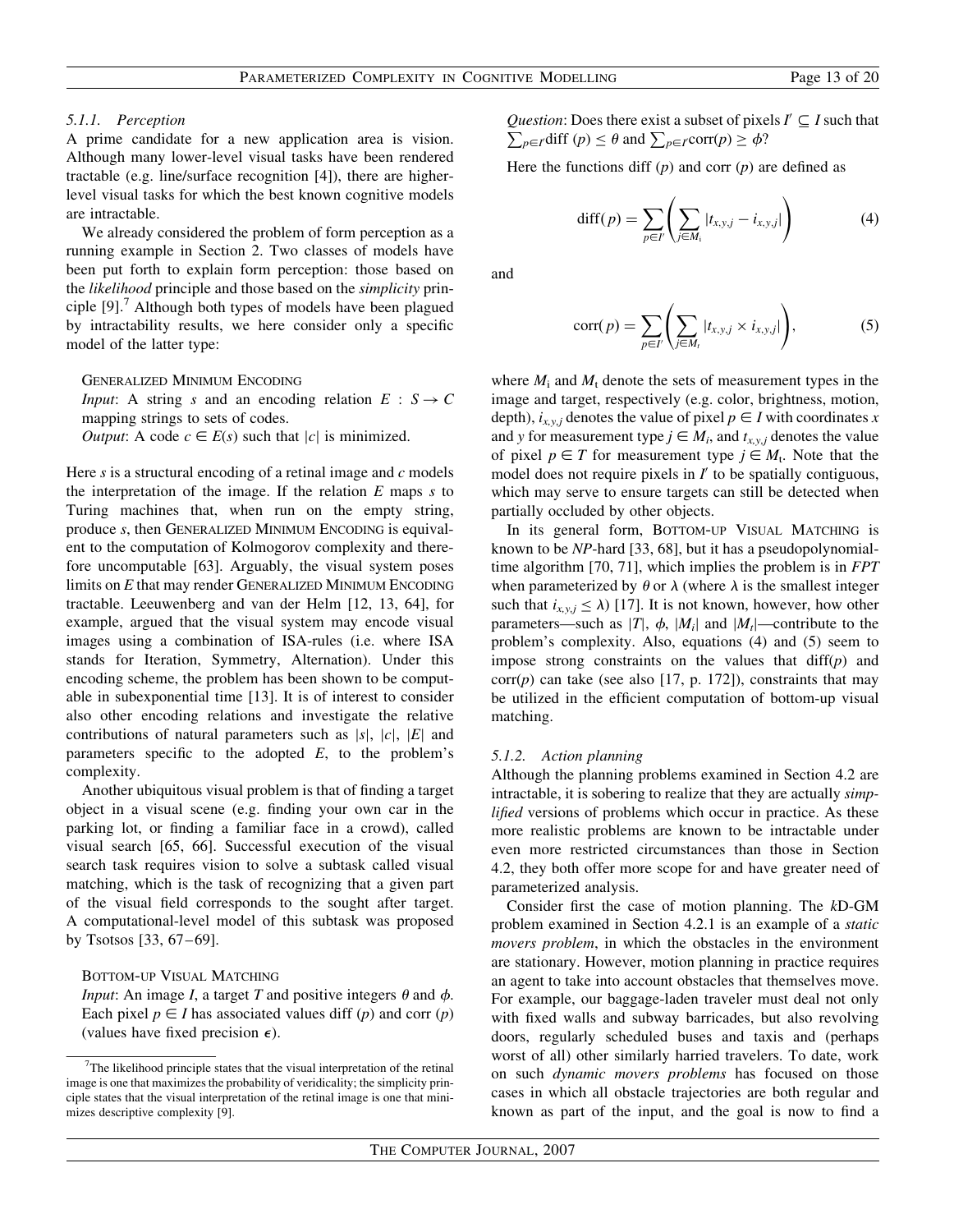#### 5.1.1. *Perception*

A prime candidate for a new application area is vision. Although many lower-level visual tasks have been rendered tractable (e.g. line/surface recognition [4]), there are higher-level visual tasks for which the best known cognitive models are intractable.

We already considered the problem of form perception as a running example in Section 2. Two classes of models have been put forth to explain form perception: those based on the *likelihood* principle and those based on the *simplicity* principle [9].[7] Although both types of models have been plagued by intractability results, we here consider only a specific model of the latter type:

GENERALIZED MINIMUM ENCODING
*Input*: A string $s$ and an encoding relation $E : S \rightarrow C$ mapping strings to sets of codes.
*Output*: A code $c \in E(s)$ such that $|c|$ is minimized.

Here $s$ is a structural encoding of a retinal image and $c$ models the interpretation of the image. If the relation $E$ maps $s$ to Turing machines that, when run on the empty string, produce $s$, then GENERALIZED MINIMUM ENCODING is equivalent to the computation of Kolmogorov complexity and therefore uncomputable [63]. Arguably, the visual system poses limits on $E$ that may render GENERALIZED MINIMUM ENCODING tractable. Leeuwenberg and van der Helm [12, 13, 64], for example, argued that the visual system may encode visual images using a combination of ISA-rules (i.e. where ISA stands for Iteration, Symmetry, Alternation). Under this encoding scheme, the problem has been shown to be computable in subexponential time [13]. It is of interest to consider also other encoding relations and investigate the relative contributions of natural parameters such as $|s|$, $|c|$, $|E|$ and parameters specific to the adopted $E$, to the problem's complexity.

Another ubiquitous visual problem is that of finding a target object in a visual scene (e.g. finding your own car in the parking lot, or finding a familiar face in a crowd), called visual search [65, 66]. Successful execution of the visual search task requires vision to solve a subtask called visual matching, which is the task of recognizing that a given part of the visual field corresponds to the sought after target. A computational-level model of this subtask was proposed by Tsotsos [33, 67–69].

BOTTOM-UP VISUAL MATCHING
*Input*: An image $I$, a target $T$ and positive integers $\theta$ and $\phi$. Each pixel $p \in I$ has associated values diff $(p)$ and corr $(p)$ (values have fixed precision $\epsilon$).
*Question*: Does there exist a subset of pixels $I' \subseteq I$ such that $\sum_{p \in I'} \text{diff}\,(p) \leq \theta$ and $\sum_{p \in I'} \text{corr}(p) \geq \phi$?

Here the functions diff $(p)$ and corr $(p)$ are defined as

$$\text{diff}(p) = \sum_{p \in I'} \left( \sum_{j \in M_i} |t_{x,y,j} - i_{x,y,j}| \right) \tag{4}$$

and

$$\text{corr}(p) = \sum_{p \in I'} \left( \sum_{j \in M_t} |t_{x,y,j} \times i_{x,y,j}| \right), \tag{5}$$

where $M_i$ and $M_t$ denote the sets of measurement types in the image and target, respectively (e.g. color, brightness, motion, depth), $i_{x,y,j}$ denotes the value of pixel $p \in I$ with coordinates $x$ and $y$ for measurement type $j \in M_i$, and $t_{x,y,j}$ denotes the value of pixel $p \in T$ for measurement type $j \in M_t$. Note that the model does not require pixels in $I'$ to be spatially contiguous, which may serve to ensure targets can still be detected when partially occluded by other objects.

In its general form, BOTTOM-UP VISUAL MATCHING is known to be *NP*-hard [33, 68], but it has a pseudopolynomial-time algorithm [70, 71], which implies the problem is in *FPT* when parameterized by $\theta$ or $\lambda$ (where $\lambda$ is the smallest integer such that $i_{x,y,j} \leq \lambda$) [17]. It is not known, however, how other parameters—such as $|T|$, $\phi$, $|M_i|$ and $|M_t|$—contribute to the problem's complexity. Also, equations (4) and (5) seem to impose strong constraints on the values that diff($p$) and corr($p$) can take (see also [17, p. 172]), constraints that may be utilized in the efficient computation of bottom-up visual matching.

#### 5.1.2. *Action planning*

Although the planning problems examined in Section 4.2 are intractable, it is sobering to realize that they are actually *simplified* versions of problems which occur in practice. As these more realistic problems are known to be intractable under even more restricted circumstances than those in Section 4.2, they both offer more scope for and have greater need of parameterized analysis.

Consider first the case of motion planning. The $k$D-GM problem examined in Section 4.2.1 is an example of a *static movers problem*, in which the obstacles in the environment are stationary. However, motion planning in practice requires an agent to take into account obstacles that themselves move. For example, our baggage-laden traveler must deal not only with fixed walls and subway barricades, but also revolving doors, regularly scheduled buses and taxis and (perhaps worst of all) other similarly harried travelers. To date, work on such *dynamic movers problems* has focused on those cases in which all obstacle trajectories are both regular and known as part of the input, and the goal is now to find a

[7] The likelihood principle states that the visual interpretation of the retinal image is one that maximizes the probability of veridicality; the simplicity principle states that the visual interpretation of the retinal image is one that minimizes descriptive complexity [9].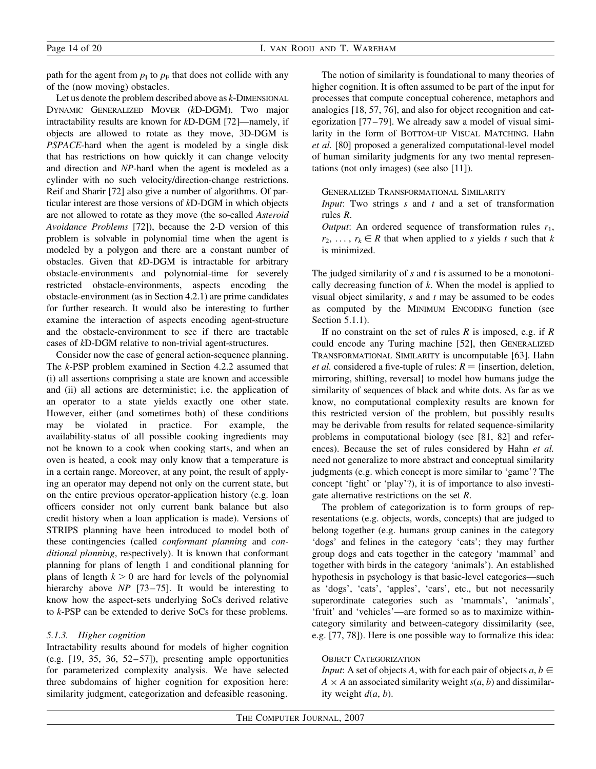path for the agent from $p_I$ to $p_F$ that does not collide with any of the (now moving) obstacles.

Let us denote the problem described above as $k$-DIMENSIONAL DYNAMIC GENERALIZED MOVER ($k$D-DGM). Two major intractability results are known for $k$D-DGM [72]—namely, if objects are allowed to rotate as they move, 3D-DGM is *PSPACE*-hard when the agent is modeled by a single disk that has restrictions on how quickly it can change velocity and direction and *NP*-hard when the agent is modeled as a cylinder with no such velocity/direction-change restrictions. Reif and Sharir [72] also give a number of algorithms. Of particular interest are those versions of $k$D-DGM in which objects are not allowed to rotate as they move (the so-called *Asteroid Avoidance Problems* [72]), because the 2-D version of this problem is solvable in polynomial time when the agent is modeled by a polygon and there are a constant number of obstacles. Given that $k$D-DGM is intractable for arbitrary obstacle-environments and polynomial-time for severely restricted obstacle-environments, aspects encoding the obstacle-environment (as in Section 4.2.1) are prime candidates for further research. It would also be interesting to further examine the interaction of aspects encoding agent-structure and the obstacle-environment to see if there are tractable cases of $k$D-DGM relative to non-trivial agent-structures.

Consider now the case of general action-sequence planning. The $k$-PSP problem examined in Section 4.2.2 assumed that (i) all assertions comprising a state are known and accessible and (ii) all actions are deterministic; i.e. the application of an operator to a state yields exactly one other state. However, either (and sometimes both) of these conditions may be violated in practice. For example, the availability-status of all possible cooking ingredients may not be known to a cook when cooking starts, and when an oven is heated, a cook may only know that a temperature is in a certain range. Moreover, at any point, the result of applying an operator may depend not only on the current state, but on the entire previous operator-application history (e.g. loan officers consider not only current bank balance but also credit history when a loan application is made). Versions of STRIPS planning have been introduced to model both of these contingencies (called *conformant planning* and *conditional planning*, respectively). It is known that conformant planning for plans of length 1 and conditional planning for plans of length $k > 0$ are hard for levels of the polynomial hierarchy above *NP* [73–75]. It would be interesting to know how the aspect-sets underlying SoCs derived relative to $k$-PSP can be extended to derive SoCs for these problems.

#### 5.1.3. Higher cognition

Intractability results abound for models of higher cognition (e.g. [19, 35, 36, 52–57]), presenting ample opportunities for parameterized complexity analysis. We have selected three subdomains of higher cognition for exposition here: similarity judgment, categorization and defeasible reasoning.

The notion of similarity is foundational to many theories of higher cognition. It is often assumed to be part of the input for processes that compute conceptual coherence, metaphors and analogies [18, 57, 76], and also for object recognition and categorization [77–79]. We already saw a model of visual similarity in the form of BOTTOM-UP VISUAL MATCHING. Hahn *et al.* [80] proposed a generalized computational-level model of human similarity judgments for any two mental representations (not only images) (see also [11]).

GENERALIZED TRANSFORMATIONAL SIMILARITY
*Input*: Two strings $s$ and $t$ and a set of transformation rules $R$.
*Output*: An ordered sequence of transformation rules $r_1$, $r_2, \ldots, r_k \in R$ that when applied to $s$ yields $t$ such that $k$ is minimized.

The judged similarity of $s$ and $t$ is assumed to be a monotonically decreasing function of $k$. When the model is applied to visual object similarity, $s$ and $t$ may be assumed to be codes as computed by the MINIMUM ENCODING function (see Section 5.1.1).

If no constraint on the set of rules $R$ is imposed, e.g. if $R$ could encode any Turing machine [52], then GENERALIZED TRANSFORMATIONAL SIMILARITY is uncomputable [63]. Hahn *et al.* considered a five-tuple of rules: $R =$ {insertion, deletion, mirroring, shifting, reversal} to model how humans judge the similarity of sequences of black and white dots. As far as we know, no computational complexity results are known for this restricted version of the problem, but possibly results may be derivable from results for related sequence-similarity problems in computational biology (see [81, 82] and references). Because the set of rules considered by Hahn *et al.* need not generalize to more abstract and conceptual similarity judgments (e.g. which concept is more similar to 'game'? The concept 'fight' or 'play'?), it is of importance to also investigate alternative restrictions on the set $R$.

The problem of categorization is to form groups of representations (e.g. objects, words, concepts) that are judged to belong together (e.g. humans group canines in the category 'dogs' and felines in the category 'cats'; they may further group dogs and cats together in the category 'mammal' and together with birds in the category 'animals'). An established hypothesis in psychology is that basic-level categories—such as 'dogs', 'cats', 'apples', 'cars', etc., but not necessarily superordinate categories such as 'mammals', 'animals', 'fruit' and 'vehicles'—are formed so as to maximize within-category similarity and between-category dissimilarity (see, e.g. [77, 78]). Here is one possible way to formalize this idea:

OBJECT CATEGORIZATION
*Input*: A set of objects $A$, with for each pair of objects $a, b \in A \times A$ an associated similarity weight $s(a, b)$ and dissimilarity weight $d(a, b)$.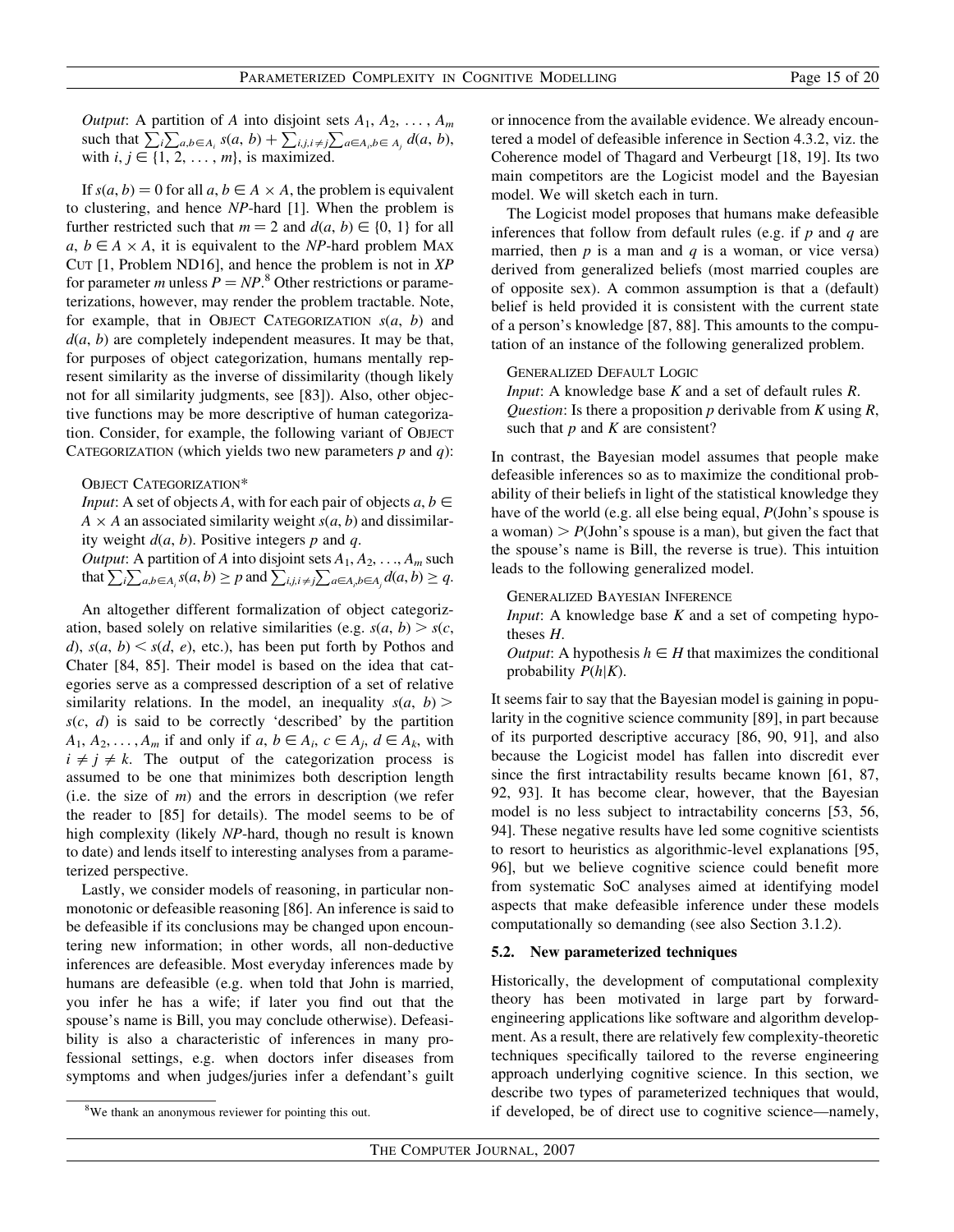*Output*: A partition of $A$ into disjoint sets $A_1, A_2, \ldots, A_m$ such that $\sum_i \sum_{a,b \in A_i} s(a, b) + \sum_{i,j, i \neq j} \sum_{a \in A_i, b \in A_j} d(a, b)$, with $i, j \in \{1, 2, \ldots, m\}$, is maximized.

If $s(a, b) = 0$ for all $a, b \in A \times A$, the problem is equivalent to clustering, and hence *NP*-hard [1]. When the problem is further restricted such that $m = 2$ and $d(a, b) \in \{0, 1\}$ for all $a, b \in A \times A$, it is equivalent to the *NP*-hard problem MAX CUT [1, Problem ND16], and hence the problem is not in *XP* for parameter $m$ unless $P = NP$.[8] Other restrictions or parameterizations, however, may render the problem tractable. Note, for example, that in OBJECT CATEGORIZATION $s(a, b)$ and $d(a, b)$ are completely independent measures. It may be that, for purposes of object categorization, humans mentally represent similarity as the inverse of dissimilarity (though likely not for all similarity judgments, see [83]). Also, other objective functions may be more descriptive of human categorization. Consider, for example, the following variant of OBJECT CATEGORIZATION (which yields two new parameters $p$ and $q$):

OBJECT CATEGORIZATION*
*Input*: A set of objects $A$, with for each pair of objects $a, b \in A \times A$ an associated similarity weight $s(a, b)$ and dissimilarity weight $d(a, b)$. Positive integers $p$ and $q$.
*Output*: A partition of $A$ into disjoint sets $A_1, A_2, \ldots, A_m$ such that $\sum_i \sum_{a,b \in A_i} s(a, b) \geq p$ and $\sum_{i,j, i \neq j} \sum_{a \in A_i, b \in A_j} d(a, b) \geq q$.

An altogether different formalization of object categorization, based solely on relative similarities (e.g. $s(a, b) > s(c, d)$, $s(a, b) < s(d, e)$, etc.), has been put forth by Pothos and Chater [84, 85]. Their model is based on the idea that categories serve as a compressed description of a set of relative similarity relations. In the model, an inequality $s(a, b) > s(c, d)$ is said to be correctly 'described' by the partition $A_1, A_2, \ldots, A_m$ if and only if $a, b \in A_i$, $c \in A_j$, $d \in A_k$, with $i \neq j \neq k$. The output of the categorization process is assumed to be one that minimizes both description length (i.e. the size of $m$) and the errors in description (we refer the reader to [85] for details). The model seems to be of high complexity (likely *NP*-hard, though no result is known to date) and lends itself to interesting analyses from a parameterized perspective.

Lastly, we consider models of reasoning, in particular non-monotonic or defeasible reasoning [86]. An inference is said to be defeasible if its conclusions may be changed upon encountering new information; in other words, all non-deductive inferences are defeasible. Most everyday inferences made by humans are defeasible (e.g. when told that John is married, you infer he has a wife; if later you find out that the spouse's name is Bill, you may conclude otherwise). Defeasibility is also a characteristic of inferences in many professional settings, e.g. when doctors infer diseases from symptoms and when judges/juries infer a defendant's guilt or innocence from the available evidence. We already encountered a model of defeasible inference in Section 4.3.2, viz. the Coherence model of Thagard and Verbeurgt [18, 19]. Its two main competitors are the Logicist model and the Bayesian model. We will sketch each in turn.

The Logicist model proposes that humans make defeasible inferences that follow from default rules (e.g. if $p$ and $q$ are married, then $p$ is a man and $q$ is a woman, or vice versa) derived from generalized beliefs (most married couples are of opposite sex). A common assumption is that a (default) belief is held provided it is consistent with the current state of a person's knowledge [87, 88]. This amounts to the computation of an instance of the following generalized problem.

GENERALIZED DEFAULT LOGIC
*Input*: A knowledge base $K$ and a set of default rules $R$.
*Question*: Is there a proposition $p$ derivable from $K$ using $R$, such that $p$ and $K$ are consistent?

In contrast, the Bayesian model assumes that people make defeasible inferences so as to maximize the conditional probability of their beliefs in light of the statistical knowledge they have of the world (e.g. all else being equal, $P$(John's spouse is a woman) $>$ $P$(John's spouse is a man), but given the fact that the spouse's name is Bill, the reverse is true). This intuition leads to the following generalized model.

GENERALIZED BAYESIAN INFERENCE
*Input*: A knowledge base $K$ and a set of competing hypotheses $H$.
*Output*: A hypothesis $h \in H$ that maximizes the conditional probability $P(h|K)$.

It seems fair to say that the Bayesian model is gaining in popularity in the cognitive science community [89], in part because of its purported descriptive accuracy [86, 90, 91], and also because the Logicist model has fallen into discredit ever since the first intractability results became known [61, 87, 92, 93]. It has become clear, however, that the Bayesian model is no less subject to intractability concerns [53, 56, 94]. These negative results have led some cognitive scientists to resort to heuristics as algorithmic-level explanations [95, 96], but we believe cognitive science could benefit more from systematic SoC analyses aimed at identifying model aspects that make defeasible inference under these models computationally so demanding (see also Section 3.1.2).

### 5.2. New parameterized techniques

Historically, the development of computational complexity theory has been motivated in large part by forward-engineering applications like software and algorithm development. As a result, there are relatively few complexity-theoretic techniques specifically tailored to the reverse engineering approach underlying cognitive science. In this section, we describe two types of parameterized techniques that would, if developed, be of direct use to cognitive science—namely,

[8] We thank an anonymous reviewer for pointing this out.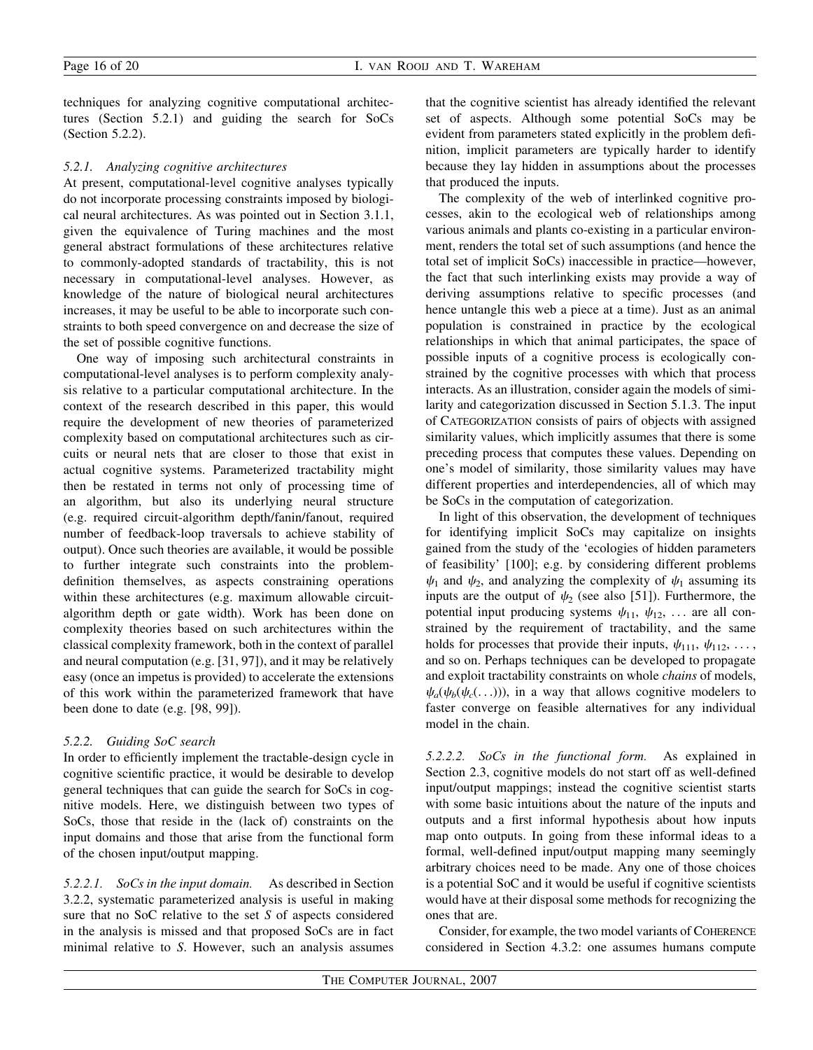techniques for analyzing cognitive computational architectures (Section 5.2.1) and guiding the search for SoCs (Section 5.2.2).

### 5.2.1. *Analyzing cognitive architectures*

At present, computational-level cognitive analyses typically do not incorporate processing constraints imposed by biological neural architectures. As was pointed out in Section 3.1.1, given the equivalence of Turing machines and the most general abstract formulations of these architectures relative to commonly-adopted standards of tractability, this is not necessary in computational-level analyses. However, as knowledge of the nature of biological neural architectures increases, it may be useful to be able to incorporate such constraints to both speed convergence on and decrease the size of the set of possible cognitive functions.

One way of imposing such architectural constraints in computational-level analyses is to perform complexity analysis relative to a particular computational architecture. In the context of the research described in this paper, this would require the development of new theories of parameterized complexity based on computational architectures such as circuits or neural nets that are closer to those that exist in actual cognitive systems. Parameterized tractability might then be restated in terms not only of processing time of an algorithm, but also its underlying neural structure (e.g. required circuit-algorithm depth/fanin/fanout, required number of feedback-loop traversals to achieve stability of output). Once such theories are available, it would be possible to further integrate such constraints into the problem-definition themselves, as aspects constraining operations within these architectures (e.g. maximum allowable circuit-algorithm depth or gate width). Work has been done on complexity theories based on such architectures within the classical complexity framework, both in the context of parallel and neural computation (e.g. [31, 97]), and it may be relatively easy (once an impetus is provided) to accelerate the extensions of this work within the parameterized framework that have been done to date (e.g. [98, 99]).

### 5.2.2. *Guiding SoC search*

In order to efficiently implement the tractable-design cycle in cognitive scientific practice, it would be desirable to develop general techniques that can guide the search for SoCs in cognitive models. Here, we distinguish between two types of SoCs, those that reside in the (lack of) constraints on the input domains and those that arise from the functional form of the chosen input/output mapping.

*5.2.2.1. SoCs in the input domain.* As described in Section 3.2.2, systematic parameterized analysis is useful in making sure that no SoC relative to the set $S$ of aspects considered in the analysis is missed and that proposed SoCs are in fact minimal relative to $S$. However, such an analysis assumes that the cognitive scientist has already identified the relevant set of aspects. Although some potential SoCs may be evident from parameters stated explicitly in the problem definition, implicit parameters are typically harder to identify because they lay hidden in assumptions about the processes that produced the inputs.

The complexity of the web of interlinked cognitive processes, akin to the ecological web of relationships among various animals and plants co-existing in a particular environment, renders the total set of such assumptions (and hence the total set of implicit SoCs) inaccessible in practice—however, the fact that such interlinking exists may provide a way of deriving assumptions relative to specific processes (and hence untangle this web a piece at a time). Just as an animal population is constrained in practice by the ecological relationships in which that animal participates, the space of possible inputs of a cognitive process is ecologically constrained by the cognitive processes with which that process interacts. As an illustration, consider again the models of similarity and categorization discussed in Section 5.1.3. The input of CATEGORIZATION consists of pairs of objects with assigned similarity values, which implicitly assumes that there is some preceding process that computes these values. Depending on one's model of similarity, those similarity values may have different properties and interdependencies, all of which may be SoCs in the computation of categorization.

In light of this observation, the development of techniques for identifying implicit SoCs may capitalize on insights gained from the study of the 'ecologies of hidden parameters of feasibility' [100]; e.g. by considering different problems $\psi_1$ and $\psi_2$, and analyzing the complexity of $\psi_1$ assuming its inputs are the output of $\psi_2$ (see also [51]). Furthermore, the potential input producing systems $\psi_{11}$, $\psi_{12}$, ... are all constrained by the requirement of tractability, and the same holds for processes that provide their inputs, $\psi_{111}$, $\psi_{112}$, ..., and so on. Perhaps techniques can be developed to propagate and exploit tractability constraints on whole *chains* of models, $\psi_a(\psi_b(\psi_c(\ldots)))$, in a way that allows cognitive modelers to faster converge on feasible alternatives for any individual model in the chain.

*5.2.2.2. SoCs in the functional form.* As explained in Section 2.3, cognitive models do not start off as well-defined input/output mappings; instead the cognitive scientist starts with some basic intuitions about the nature of the inputs and outputs and a first informal hypothesis about how inputs map onto outputs. In going from these informal ideas to a formal, well-defined input/output mapping many seemingly arbitrary choices need to be made. Any one of those choices is a potential SoC and it would be useful if cognitive scientists would have at their disposal some methods for recognizing the ones that are.

Consider, for example, the two model variants of COHERENCE considered in Section 4.3.2: one assumes humans compute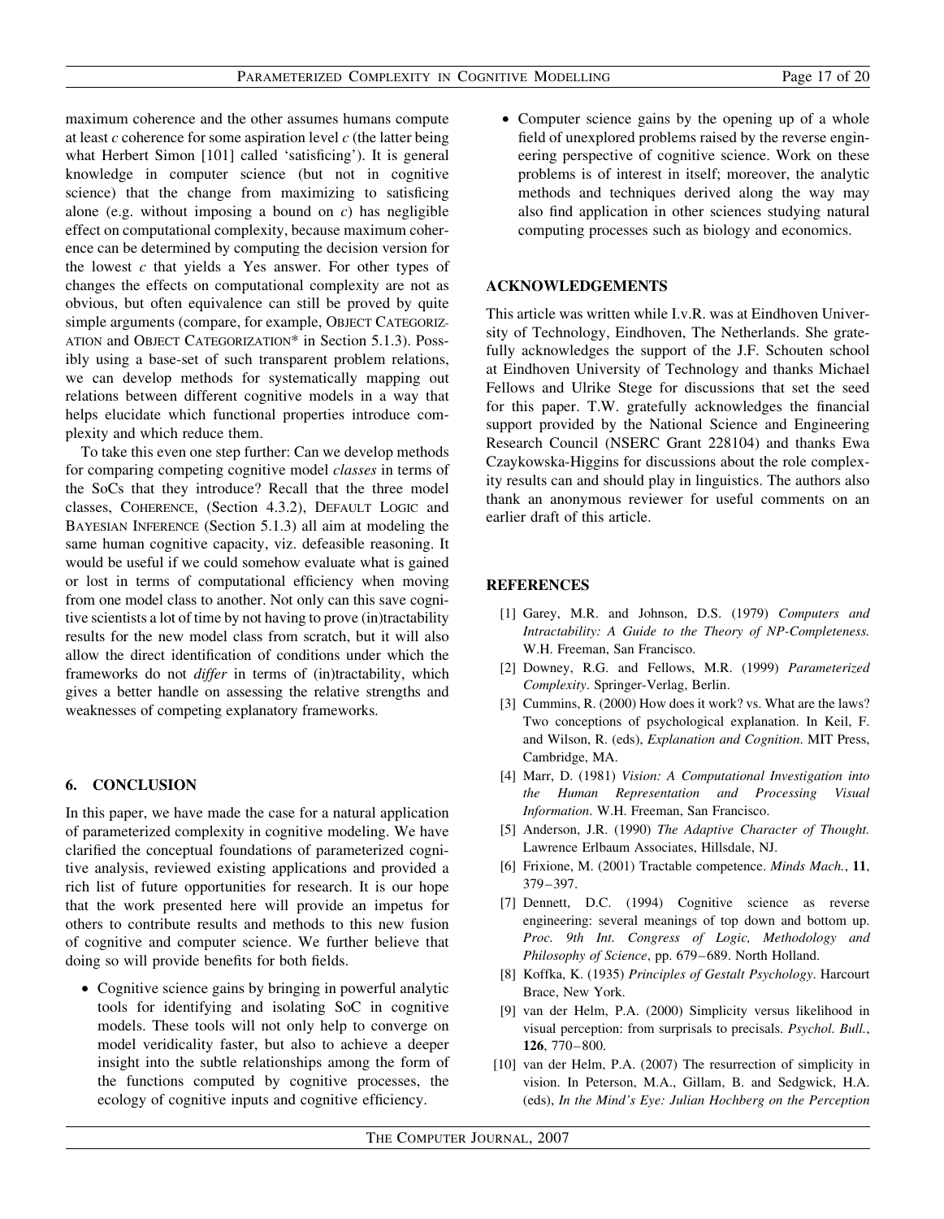maximum coherence and the other assumes humans compute at least $c$ coherence for some aspiration level $c$ (the latter being what Herbert Simon [101] called 'satisficing'). It is general knowledge in computer science (but not in cognitive science) that the change from maximizing to satisficing alone (e.g. without imposing a bound on $c$) has negligible effect on computational complexity, because maximum coherence can be determined by computing the decision version for the lowest $c$ that yields a Yes answer. For other types of changes the effects on computational complexity are not as obvious, but often equivalence can still be proved by quite simple arguments (compare, for example, OBJECT CATEGORIZATION and OBJECT CATEGORIZATION* in Section 5.1.3). Possibly using a base-set of such transparent problem relations, we can develop methods for systematically mapping out relations between different cognitive models in a way that helps elucidate which functional properties introduce complexity and which reduce them.

To take this even one step further: Can we develop methods for comparing competing cognitive model *classes* in terms of the SoCs that they introduce? Recall that the three model classes, COHERENCE, (Section 4.3.2), DEFAULT LOGIC and BAYESIAN INFERENCE (Section 5.1.3) all aim at modeling the same human cognitive capacity, viz. defeasible reasoning. It would be useful if we could somehow evaluate what is gained or lost in terms of computational efficiency when moving from one model class to another. Not only can this save cognitive scientists a lot of time by not having to prove (in)tractability results for the new model class from scratch, but it will also allow the direct identification of conditions under which the frameworks do not *differ* in terms of (in)tractability, which gives a better handle on assessing the relative strengths and weaknesses of competing explanatory frameworks.

## 6. CONCLUSION

In this paper, we have made the case for a natural application of parameterized complexity in cognitive modeling. We have clarified the conceptual foundations of parameterized cognitive analysis, reviewed existing applications and provided a rich list of future opportunities for research. It is our hope that the work presented here will provide an impetus for others to contribute results and methods to this new fusion of cognitive and computer science. We further believe that doing so will provide benefits for both fields.

- Cognitive science gains by bringing in powerful analytic tools for identifying and isolating SoC in cognitive models. These tools will not only help to converge on model veridicality faster, but also to achieve a deeper insight into the subtle relationships among the form of the functions computed by cognitive processes, the ecology of cognitive inputs and cognitive efficiency.
- Computer science gains by the opening up of a whole field of unexplored problems raised by the reverse engineering perspective of cognitive science. Work on these problems is of interest in itself; moreover, the analytic methods and techniques derived along the way may also find application in other sciences studying natural computing processes such as biology and economics.

## ACKNOWLEDGEMENTS

This article was written while I.v.R. was at Eindhoven University of Technology, Eindhoven, The Netherlands. She gratefully acknowledges the support of the J.F. Schouten school at Eindhoven University of Technology and thanks Michael Fellows and Ulrike Stege for discussions that set the seed for this paper. T.W. gratefully acknowledges the financial support provided by the National Science and Engineering Research Council (NSERC Grant 228104) and thanks Ewa Czaykowska-Higgins for discussions about the role complexity results can and should play in linguistics. The authors also thank an anonymous reviewer for useful comments on an earlier draft of this article.

## REFERENCES

[1] Garey, M.R. and Johnson, D.S. (1979) *Computers and Intractability: A Guide to the Theory of NP-Completeness.* W.H. Freeman, San Francisco.

[2] Downey, R.G. and Fellows, M.R. (1999) *Parameterized Complexity*. Springer-Verlag, Berlin.

[3] Cummins, R. (2000) How does it work? vs. What are the laws? Two conceptions of psychological explanation. In Keil, F. and Wilson, R. (eds), *Explanation and Cognition*. MIT Press, Cambridge, MA.

[4] Marr, D. (1981) *Vision: A Computational Investigation into the Human Representation and Processing Visual Information*. W.H. Freeman, San Francisco.

[5] Anderson, J.R. (1990) *The Adaptive Character of Thought.* Lawrence Erlbaum Associates, Hillsdale, NJ.

[6] Frixione, M. (2001) Tractable competence. *Minds Mach.*, **11**, 379–397.

[7] Dennett, D.C. (1994) Cognitive science as reverse engineering: several meanings of top down and bottom up. *Proc. 9th Int. Congress of Logic, Methodology and Philosophy of Science*, pp. 679–689. North Holland.

[8] Koffka, K. (1935) *Principles of Gestalt Psychology*. Harcourt Brace, New York.

[9] van der Helm, P.A. (2000) Simplicity versus likelihood in visual perception: from surprisals to precisals. *Psychol. Bull.*, **126**, 770–800.

[10] van der Helm, P.A. (2007) The resurrection of simplicity in vision. In Peterson, M.A., Gillam, B. and Sedgwick, H.A. (eds), *In the Mind's Eye: Julian Hochberg on the Perception*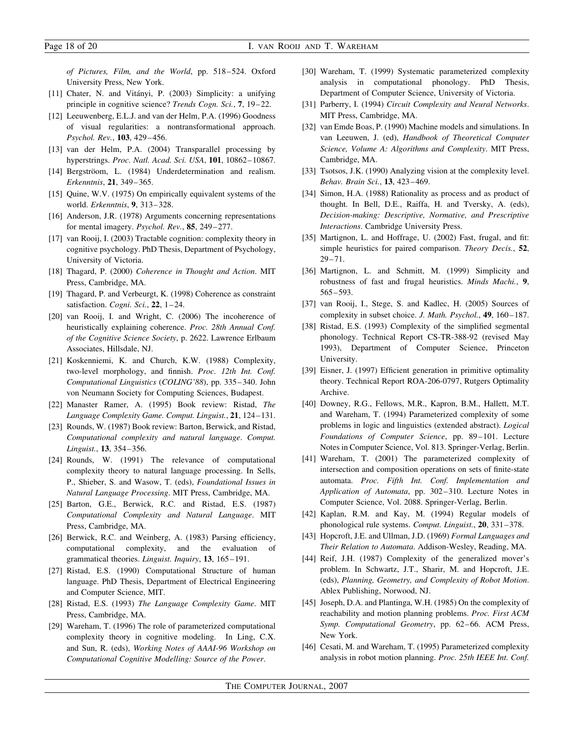*of Pictures, Film, and the World*, pp. 518–524. Oxford University Press, New York.

[11] Chater, N. and Vitányi, P. (2003) Simplicity: a unifying principle in cognitive science? *Trends Cogn. Sci.*, **7**, 19–22.

[12] Leeuwenberg, E.L.J. and van der Helm, P.A. (1996) Goodness of visual regularities: a nontransformational approach. *Psychol. Rev.*, **103**, 429–456.

[13] van der Helm, P.A. (2004) Transparallel processing by hyperstrings. *Proc. Natl. Acad. Sci. USA*, **101**, 10862–10867.

[14] Bergströom, L. (1984) Underdetermination and realism. *Erkenntnis*, **21**, 349–365.

[15] Quine, W.V. (1975) On empirically equivalent systems of the world. *Erkenntnis*, **9**, 313–328.

[16] Anderson, J.R. (1978) Arguments concerning representations for mental imagery. *Psychol. Rev.*, **85**, 249–277.

[17] van Rooij, I. (2003) Tractable cognition: complexity theory in cognitive psychology. PhD Thesis, Department of Psychology, University of Victoria.

[18] Thagard, P. (2000) *Coherence in Thought and Action*. MIT Press, Cambridge, MA.

[19] Thagard, P. and Verbeurgt, K. (1998) Coherence as constraint satisfaction. *Cogni. Sci.*, **22**, 1–24.

[20] van Rooij, I. and Wright, C. (2006) The incoherence of heuristically explaining coherence. *Proc. 28th Annual Conf. of the Cognitive Science Society*, p. 2622. Lawrence Erlbaum Associates, Hillsdale, NJ.

[21] Koskenniemi, K. and Church, K.W. (1988) Complexity, two-level morphology, and finnish. *Proc. 12th Int. Conf. Computational Linguistics* (*COLING'88*), pp. 335–340. John von Neumann Society for Computing Sciences, Budapest.

[22] Manaster Ramer, A. (1995) Book review: Ristad, *The Language Complexity Game*. *Comput. Linguist.*, **21**, 124–131.

[23] Rounds, W. (1987) Book review: Barton, Berwick, and Ristad, *Computational complexity and natural language*. *Comput. Linguist.*, **13**, 354–356.

[24] Rounds, W. (1991) The relevance of computational complexity theory to natural language processing. In Sells, P., Shieber, S. and Wasow, T. (eds), *Foundational Issues in Natural Language Processing*. MIT Press, Cambridge, MA.

[25] Barton, G.E., Berwick, R.C. and Ristad, E.S. (1987) *Computational Complexity and Natural Language*. MIT Press, Cambridge, MA.

[26] Berwick, R.C. and Weinberg, A. (1983) Parsing efficiency, computational complexity, and the evaluation of grammatical theories. *Linguist. Inquiry*, **13**, 165–191.

[27] Ristad, E.S. (1990) Computational Structure of human language. PhD Thesis, Department of Electrical Engineering and Computer Science, MIT.

[28] Ristad, E.S. (1993) *The Language Complexity Game*. MIT Press, Cambridge, MA.

[29] Wareham, T. (1996) The role of parameterized computational complexity theory in cognitive modeling. In Ling, C.X. and Sun, R. (eds), *Working Notes of AAAI-96 Workshop on Computational Cognitive Modelling: Source of the Power*.

[30] Wareham, T. (1999) Systematic parameterized complexity analysis in computational phonology. PhD Thesis, Department of Computer Science, University of Victoria.

[31] Parberry, I. (1994) *Circuit Complexity and Neural Networks*. MIT Press, Cambridge, MA.

[32] van Emde Boas, P. (1990) Machine models and simulations. In van Leeuwen, J. (ed), *Handbook of Theoretical Computer Science, Volume A: Algorithms and Complexity*. MIT Press, Cambridge, MA.

[33] Tsotsos, J.K. (1990) Analyzing vision at the complexity level. *Behav. Brain Sci.*, **13**, 423–469.

[34] Simon, H.A. (1988) Rationality as process and as product of thought. In Bell, D.E., Raiffa, H. and Tversky, A. (eds), *Decision-making: Descriptive, Normative, and Prescriptive Interactions*. Cambridge University Press.

[35] Martignon, L. and Hoffrage, U. (2002) Fast, frugal, and fit: simple heuristics for paired comparison. *Theory Decis.*, **52**, 29–71.

[36] Martignon, L. and Schmitt, M. (1999) Simplicity and robustness of fast and frugal heuristics. *Minds Machi.*, **9**, 565–593.

[37] van Rooij, I., Stege, S. and Kadlec, H. (2005) Sources of complexity in subset choice. *J. Math. Psychol.*, **49**, 160–187.

[38] Ristad, E.S. (1993) Complexity of the simplified segmental phonology. Technical Report CS-TR-388-92 (revised May 1993), Department of Computer Science, Princeton University.

[39] Eisner, J. (1997) Efficient generation in primitive optimality theory. Technical Report ROA-206-0797, Rutgers Optimality Archive.

[40] Downey, R.G., Fellows, M.R., Kapron, B.M., Hallett, M.T. and Wareham, T. (1994) Parameterized complexity of some problems in logic and linguistics (extended abstract). *Logical Foundations of Computer Science*, pp. 89–101. Lecture Notes in Computer Science, Vol. 813. Springer-Verlag, Berlin.

[41] Wareham, T. (2001) The parameterized complexity of intersection and composition operations on sets of finite-state automata. *Proc. Fifth Int. Conf. Implementation and Application of Automata*, pp. 302–310. Lecture Notes in Computer Science, Vol. 2088. Springer-Verlag, Berlin.

[42] Kaplan, R.M. and Kay, M. (1994) Regular models of phonological rule systems. *Comput. Linguist.*, **20**, 331–378.

[43] Hopcroft, J.E. and Ullman, J.D. (1969) *Formal Languages and Their Relation to Automata*. Addison-Wesley, Reading, MA.

[44] Reif, J.H. (1987) Complexity of the generalized mover's problem. In Schwartz, J.T., Sharir, M. and Hopcroft, J.E. (eds), *Planning, Geometry, and Complexity of Robot Motion*. Ablex Publishing, Norwood, NJ.

[45] Joseph, D.A. and Plantinga, W.H. (1985) On the complexity of reachability and motion planning problems. *Proc. First ACM Symp. Computational Geometry*, pp. 62–66. ACM Press, New York.

[46] Cesati, M. and Wareham, T. (1995) Parameterized complexity analysis in robot motion planning. *Proc. 25th IEEE Int. Conf.*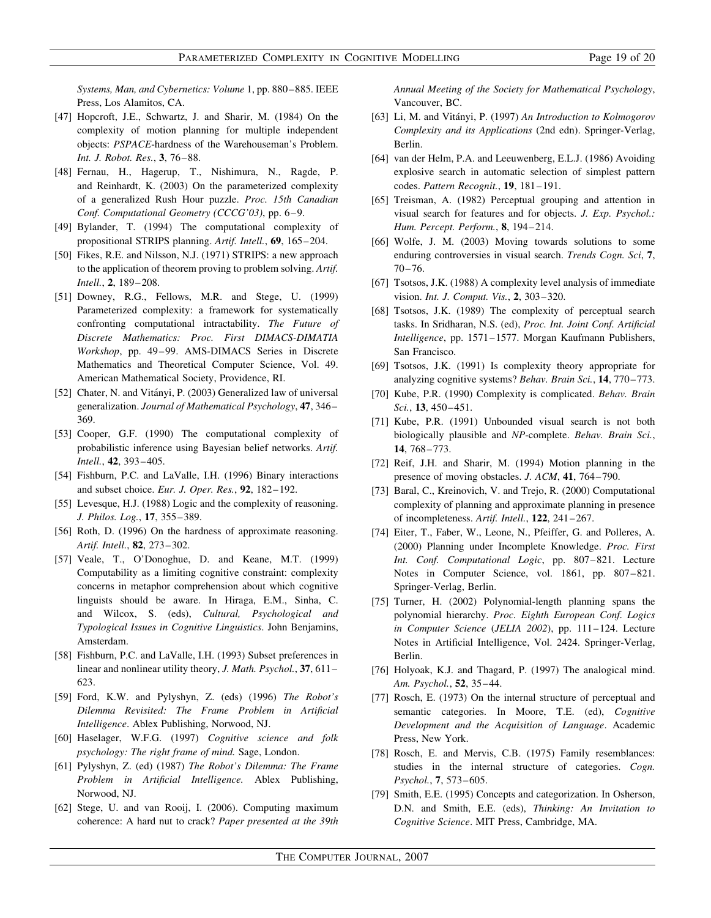*Systems, Man, and Cybernetics: Volume* 1, pp. 880–885. IEEE Press, Los Alamitos, CA.

[47] Hopcroft, J.E., Schwartz, J. and Sharir, M. (1984) On the complexity of motion planning for multiple independent objects: *PSPACE*-hardness of the Warehouseman's Problem. *Int. J. Robot. Res.*, **3**, 76–88.

[48] Fernau, H., Hagerup, T., Nishimura, N., Ragde, P. and Reinhardt, K. (2003) On the parameterized complexity of a generalized Rush Hour puzzle. *Proc. 15th Canadian Conf. Computational Geometry (CCCG'03)*, pp. 6–9.

[49] Bylander, T. (1994) The computational complexity of propositional STRIPS planning. *Artif. Intell.*, **69**, 165–204.

[50] Fikes, R.E. and Nilsson, N.J. (1971) STRIPS: a new approach to the application of theorem proving to problem solving. *Artif. Intell.*, **2**, 189–208.

[51] Downey, R.G., Fellows, M.R. and Stege, U. (1999) Parameterized complexity: a framework for systematically confronting computational intractability. *The Future of Discrete Mathematics: Proc. First DIMACS-DIMATIA Workshop*, pp. 49–99. AMS-DIMACS Series in Discrete Mathematics and Theoretical Computer Science, Vol. 49. American Mathematical Society, Providence, RI.

[52] Chater, N. and Vitányi, P. (2003) Generalized law of universal generalization. *Journal of Mathematical Psychology*, **47**, 346–369.

[53] Cooper, G.F. (1990) The computational complexity of probabilistic inference using Bayesian belief networks. *Artif. Intell.*, **42**, 393–405.

[54] Fishburn, P.C. and LaValle, I.H. (1996) Binary interactions and subset choice. *Eur. J. Oper. Res.*, **92**, 182–192.

[55] Levesque, H.J. (1988) Logic and the complexity of reasoning. *J. Philos. Log.*, **17**, 355–389.

[56] Roth, D. (1996) On the hardness of approximate reasoning. *Artif. Intell.*, **82**, 273–302.

[57] Veale, T., O'Donoghue, D. and Keane, M.T. (1999) Computability as a limiting cognitive constraint: complexity concerns in metaphor comprehension about which cognitive linguists should be aware. In Hiraga, E.M., Sinha, C. and Wilcox, S. (eds), *Cultural, Psychological and Typological Issues in Cognitive Linguistics*. John Benjamins, Amsterdam.

[58] Fishburn, P.C. and LaValle, I.H. (1993) Subset preferences in linear and nonlinear utility theory, *J. Math. Psychol.*, **37**, 611–623.

[59] Ford, K.W. and Pylyshyn, Z. (eds) (1996) *The Robot's Dilemma Revisited: The Frame Problem in Artificial Intelligence*. Ablex Publishing, Norwood, NJ.

[60] Haselager, W.F.G. (1997) *Cognitive science and folk psychology: The right frame of mind.* Sage, London.

[61] Pylyshyn, Z. (ed) (1987) *The Robot's Dilemma: The Frame Problem in Artificial Intelligence.* Ablex Publishing, Norwood, NJ.

[62] Stege, U. and van Rooij, I. (2006). Computing maximum coherence: A hard nut to crack? *Paper presented at the 39th Annual Meeting of the Society for Mathematical Psychology*, Vancouver, BC.

[63] Li, M. and Vitányi, P. (1997) *An Introduction to Kolmogorov Complexity and its Applications* (2nd edn). Springer-Verlag, Berlin.

[64] van der Helm, P.A. and Leeuwenberg, E.L.J. (1986) Avoiding explosive search in automatic selection of simplest pattern codes. *Pattern Recognit.*, **19**, 181–191.

[65] Treisman, A. (1982) Perceptual grouping and attention in visual search for features and for objects. *J. Exp. Psychol.: Hum. Percept. Perform.*, **8**, 194–214.

[66] Wolfe, J. M. (2003) Moving towards solutions to some enduring controversies in visual search. *Trends Cogn. Sci*, **7**, 70–76.

[67] Tsotsos, J.K. (1988) A complexity level analysis of immediate vision. *Int. J. Comput. Vis.*, **2**, 303–320.

[68] Tsotsos, J.K. (1989) The complexity of perceptual search tasks. In Sridharan, N.S. (ed), *Proc. Int. Joint Conf. Artificial Intelligence*, pp. 1571–1577. Morgan Kaufmann Publishers, San Francisco.

[69] Tsotsos, J.K. (1991) Is complexity theory appropriate for analyzing cognitive systems? *Behav. Brain Sci.*, **14**, 770–773.

[70] Kube, P.R. (1990) Complexity is complicated. *Behav. Brain Sci.*, **13**, 450–451.

[71] Kube, P.R. (1991) Unbounded visual search is not both biologically plausible and *NP*-complete. *Behav. Brain Sci.*, **14**, 768–773.

[72] Reif, J.H. and Sharir, M. (1994) Motion planning in the presence of moving obstacles. *J. ACM*, **41**, 764–790.

[73] Baral, C., Kreinovich, V. and Trejo, R. (2000) Computational complexity of planning and approximate planning in presence of incompleteness. *Artif. Intell.*, **122**, 241–267.

[74] Eiter, T., Faber, W., Leone, N., Pfeiffer, G. and Polleres, A. (2000) Planning under Incomplete Knowledge. *Proc. First Int. Conf. Computational Logic*, pp. 807–821. Lecture Notes in Computer Science, vol. 1861, pp. 807–821. Springer-Verlag, Berlin.

[75] Turner, H. (2002) Polynomial-length planning spans the polynomial hierarchy. *Proc. Eighth European Conf. Logics in Computer Science* (*JELIA 2002*), pp. 111–124. Lecture Notes in Artificial Intelligence, Vol. 2424. Springer-Verlag, Berlin.

[76] Holyoak, K.J. and Thagard, P. (1997) The analogical mind. *Am. Psychol.*, **52**, 35–44.

[77] Rosch, E. (1973) On the internal structure of perceptual and semantic categories. In Moore, T.E. (ed), *Cognitive Development and the Acquisition of Language*. Academic Press, New York.

[78] Rosch, E. and Mervis, C.B. (1975) Family resemblances: studies in the internal structure of categories. *Cogn. Psychol.*, **7**, 573–605.

[79] Smith, E.E. (1995) Concepts and categorization. In Osherson, D.N. and Smith, E.E. (eds), *Thinking: An Invitation to Cognitive Science*. MIT Press, Cambridge, MA.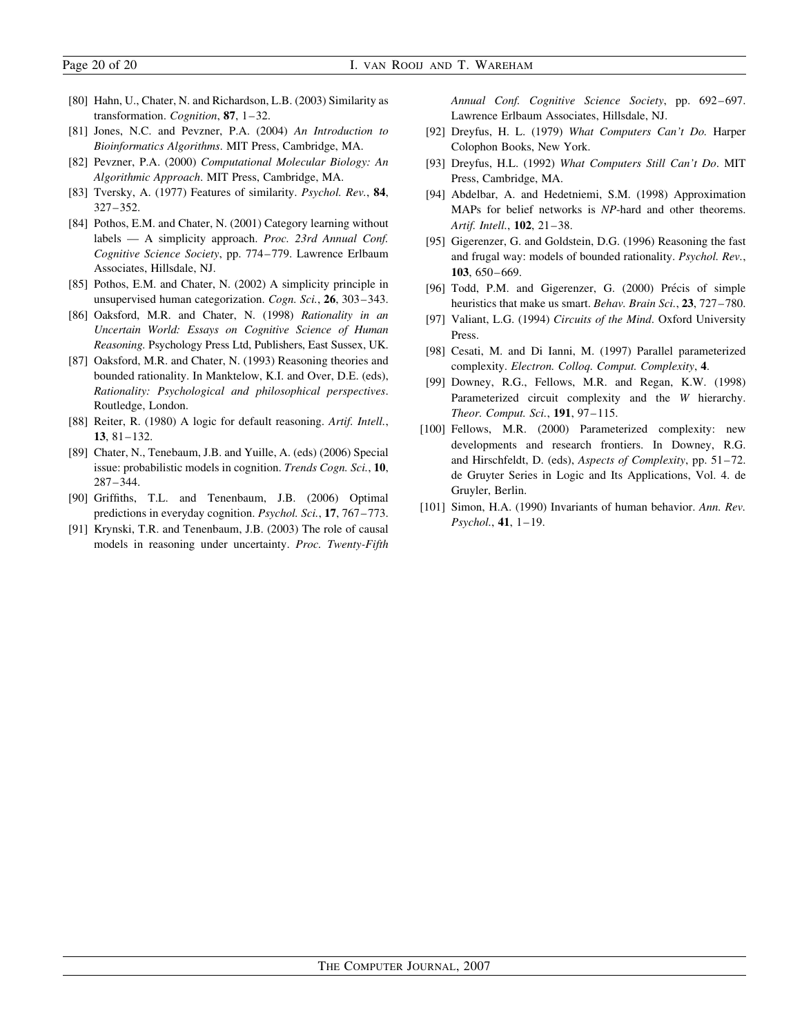[80] Hahn, U., Chater, N. and Richardson, L.B. (2003) Similarity as transformation. *Cognition*, **87**, 1–32.

[81] Jones, N.C. and Pevzner, P.A. (2004) *An Introduction to Bioinformatics Algorithms*. MIT Press, Cambridge, MA.

[82] Pevzner, P.A. (2000) *Computational Molecular Biology: An Algorithmic Approach*. MIT Press, Cambridge, MA.

[83] Tversky, A. (1977) Features of similarity. *Psychol. Rev.*, **84**, 327–352.

[84] Pothos, E.M. and Chater, N. (2001) Category learning without labels — A simplicity approach. *Proc. 23rd Annual Conf. Cognitive Science Society*, pp. 774–779. Lawrence Erlbaum Associates, Hillsdale, NJ.

[85] Pothos, E.M. and Chater, N. (2002) A simplicity principle in unsupervised human categorization. *Cogn. Sci.*, **26**, 303–343.

[86] Oaksford, M.R. and Chater, N. (1998) *Rationality in an Uncertain World: Essays on Cognitive Science of Human Reasoning*. Psychology Press Ltd, Publishers, East Sussex, UK.

[87] Oaksford, M.R. and Chater, N. (1993) Reasoning theories and bounded rationality. In Manktelow, K.I. and Over, D.E. (eds), *Rationality: Psychological and philosophical perspectives*. Routledge, London.

[88] Reiter, R. (1980) A logic for default reasoning. *Artif. Intell.*, **13**, 81–132.

[89] Chater, N., Tenebaum, J.B. and Yuille, A. (eds) (2006) Special issue: probabilistic models in cognition. *Trends Cogn. Sci.*, **10**, 287–344.

[90] Griffiths, T.L. and Tenenbaum, J.B. (2006) Optimal predictions in everyday cognition. *Psychol. Sci.*, **17**, 767–773.

[91] Krynski, T.R. and Tenenbaum, J.B. (2003) The role of causal models in reasoning under uncertainty. *Proc. Twenty-Fifth Annual Conf. Cognitive Science Society*, pp. 692–697. Lawrence Erlbaum Associates, Hillsdale, NJ.

[92] Dreyfus, H. L. (1979) *What Computers Can't Do*. Harper Colophon Books, New York.

[93] Dreyfus, H.L. (1992) *What Computers Still Can't Do*. MIT Press, Cambridge, MA.

[94] Abdelbar, A. and Hedetniemi, S.M. (1998) Approximation MAPs for belief networks is *NP*-hard and other theorems. *Artif. Intell.*, **102**, 21–38.

[95] Gigerenzer, G. and Goldstein, D.G. (1996) Reasoning the fast and frugal way: models of bounded rationality. *Psychol. Rev.*, **103**, 650–669.

[96] Todd, P.M. and Gigerenzer, G. (2000) Précis of simple heuristics that make us smart. *Behav. Brain Sci.*, **23**, 727–780.

[97] Valiant, L.G. (1994) *Circuits of the Mind*. Oxford University Press.

[98] Cesati, M. and Di Ianni, M. (1997) Parallel parameterized complexity. *Electron. Colloq. Comput. Complexity*, **4**.

[99] Downey, R.G., Fellows, M.R. and Regan, K.W. (1998) Parameterized circuit complexity and the *W* hierarchy. *Theor. Comput. Sci.*, **191**, 97–115.

[100] Fellows, M.R. (2000) Parameterized complexity: new developments and research frontiers. In Downey, R.G. and Hirschfeldt, D. (eds), *Aspects of Complexity*, pp. 51–72. de Gruyter Series in Logic and Its Applications, Vol. 4. de Gruyler, Berlin.

[101] Simon, H.A. (1990) Invariants of human behavior. *Ann. Rev. Psychol.*, **41**, 1–19.